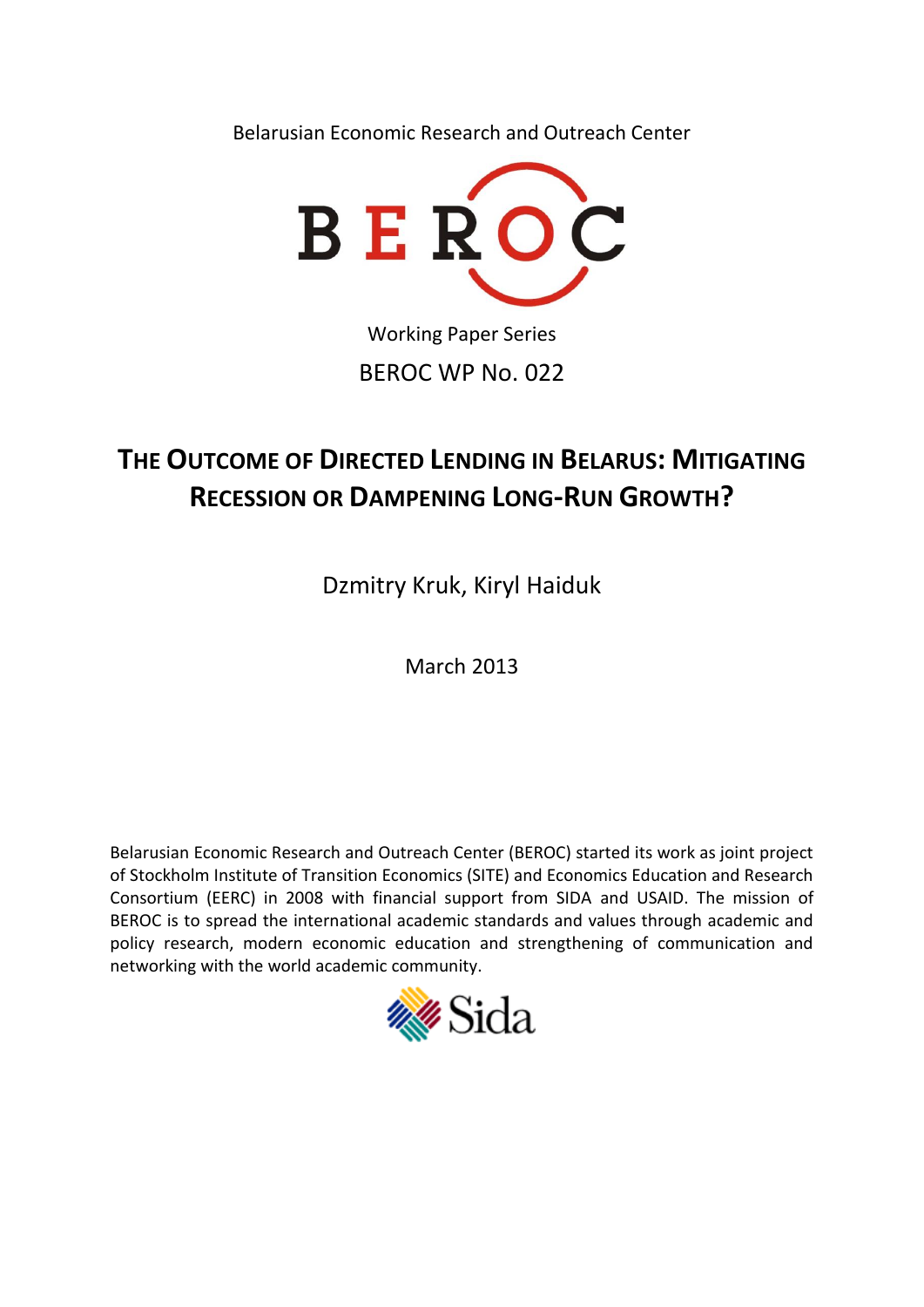Belarusian Economic Research and Outreach Center

BEROC

Working Paper Series

BEROC WP No. 022

# The Outcome of Directed Lending in Belarus: Mitigating Recession or Dampening Long-Run Growth?

Dzmitry Kruk, Kiryl Haiduk

March 2013

Belarusian Economic Research and Outreach Center (BEROC) started its work as joint project of Stockholm Institute of Transition Economics (SITE) and Economics Education and Research Consortium (EERC) in 2008 with financial support from SIDA and USAID. The mission of BEROC is to spread the international academic standards and values through academic and policy research, modern economic education and strengthening of communication and networking with the world academic community.

Sida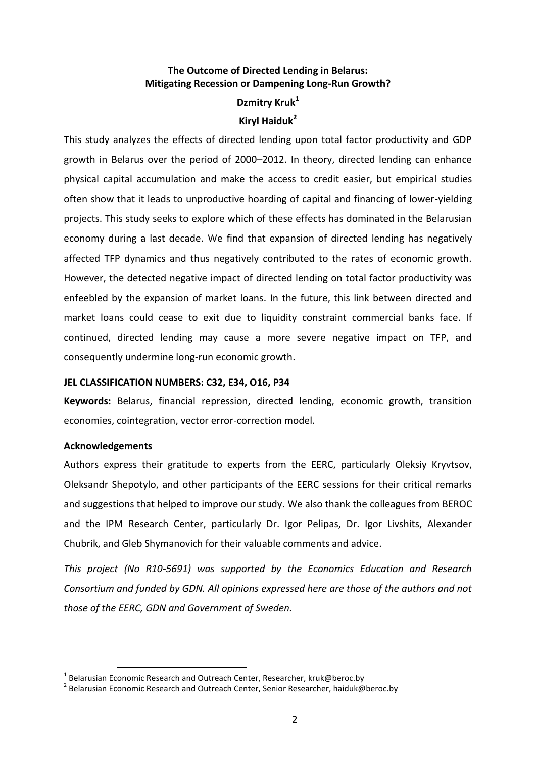# The Outcome of Directed Lending in Belarus: Mitigating Recession or Dampening Long-Run Growth?

**Dzmitry Kruk**[1]

**Kiryl Haiduk**[2]

This study analyzes the effects of directed lending upon total factor productivity and GDP growth in Belarus over the period of 2000–2012. In theory, directed lending can enhance physical capital accumulation and make the access to credit easier, but empirical studies often show that it leads to unproductive hoarding of capital and financing of lower-yielding projects. This study seeks to explore which of these effects has dominated in the Belarusian economy during a last decade. We find that expansion of directed lending has negatively affected TFP dynamics and thus negatively contributed to the rates of economic growth. However, the detected negative impact of directed lending on total factor productivity was enfeebled by the expansion of market loans. In the future, this link between directed and market loans could cease to exit due to liquidity constraint commercial banks face. If continued, directed lending may cause a more severe negative impact on TFP, and consequently undermine long-run economic growth.

**JEL CLASSIFICATION NUMBERS: C32, E34, O16, P34**

**Keywords:** Belarus, financial repression, directed lending, economic growth, transition economies, cointegration, vector error-correction model.

**Acknowledgements**

Authors express their gratitude to experts from the EERC, particularly Oleksiy Kryvtsov, Oleksandr Shepotylo, and other participants of the EERC sessions for their critical remarks and suggestions that helped to improve our study. We also thank the colleagues from BEROC and the IPM Research Center, particularly Dr. Igor Pelipas, Dr. Igor Livshits, Alexander Chubrik, and Gleb Shymanovich for their valuable comments and advice.

*This project (No R10-5691) was supported by the Economics Education and Research Consortium and funded by GDN. All opinions expressed here are those of the authors and not those of the EERC, GDN and Government of Sweden.*

---

[1] Belarusian Economic Research and Outreach Center, Researcher, kruk@beroc.by

[2] Belarusian Economic Research and Outreach Center, Senior Researcher, haiduk@beroc.by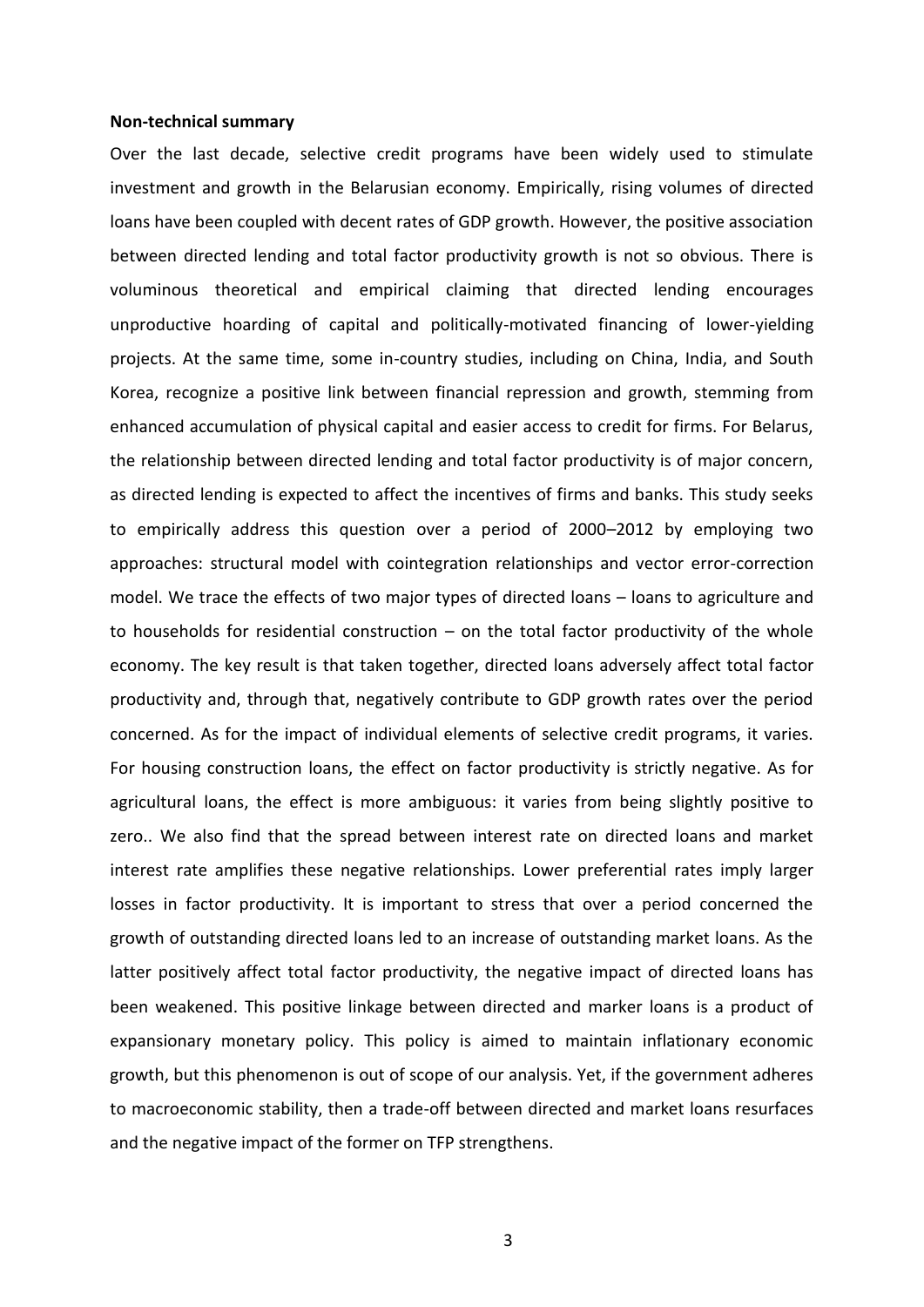**Non-technical summary**

Over the last decade, selective credit programs have been widely used to stimulate investment and growth in the Belarusian economy. Empirically, rising volumes of directed loans have been coupled with decent rates of GDP growth. However, the positive association between directed lending and total factor productivity growth is not so obvious. There is voluminous theoretical and empirical claiming that directed lending encourages unproductive hoarding of capital and politically-motivated financing of lower-yielding projects. At the same time, some in-country studies, including on China, India, and South Korea, recognize a positive link between financial repression and growth, stemming from enhanced accumulation of physical capital and easier access to credit for firms. For Belarus, the relationship between directed lending and total factor productivity is of major concern, as directed lending is expected to affect the incentives of firms and banks. This study seeks to empirically address this question over a period of 2000–2012 by employing two approaches: structural model with cointegration relationships and vector error-correction model. We trace the effects of two major types of directed loans – loans to agriculture and to households for residential construction – on the total factor productivity of the whole economy. The key result is that taken together, directed loans adversely affect total factor productivity and, through that, negatively contribute to GDP growth rates over the period concerned. As for the impact of individual elements of selective credit programs, it varies. For housing construction loans, the effect on factor productivity is strictly negative. As for agricultural loans, the effect is more ambiguous: it varies from being slightly positive to zero.. We also find that the spread between interest rate on directed loans and market interest rate amplifies these negative relationships. Lower preferential rates imply larger losses in factor productivity. It is important to stress that over a period concerned the growth of outstanding directed loans led to an increase of outstanding market loans. As the latter positively affect total factor productivity, the negative impact of directed loans has been weakened. This positive linkage between directed and marker loans is a product of expansionary monetary policy. This policy is aimed to maintain inflationary economic growth, but this phenomenon is out of scope of our analysis. Yet, if the government adheres to macroeconomic stability, then a trade-off between directed and market loans resurfaces and the negative impact of the former on TFP strengthens.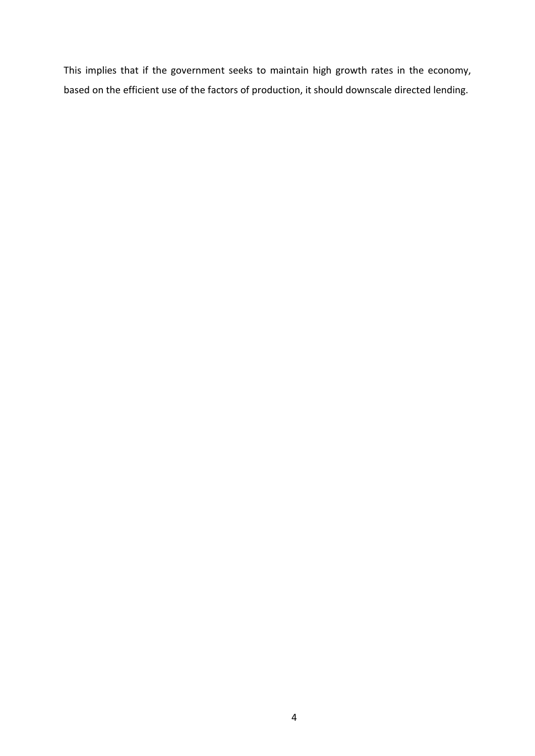This implies that if the government seeks to maintain high growth rates in the economy, based on the efficient use of the factors of production, it should downscale directed lending.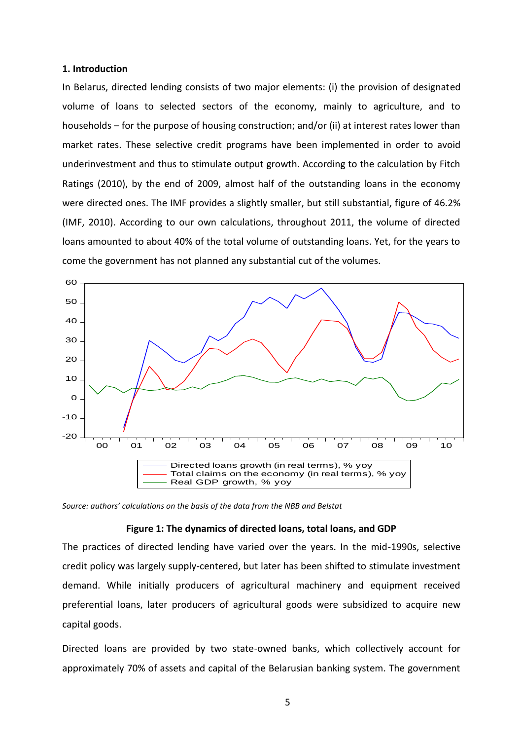## 1. Introduction

In Belarus, directed lending consists of two major elements: (i) the provision of designated volume of loans to selected sectors of the economy, mainly to agriculture, and to households – for the purpose of housing construction; and/or (ii) at interest rates lower than market rates. These selective credit programs have been implemented in order to avoid underinvestment and thus to stimulate output growth. According to the calculation by Fitch Ratings (2010), by the end of 2009, almost half of the outstanding loans in the economy were directed ones. The IMF provides a slightly smaller, but still substantial, figure of 46.2% (IMF, 2010). According to our own calculations, throughout 2011, the volume of directed loans amounted to about 40% of the total volume of outstanding loans. Yet, for the years to come the government has not planned any substantial cut of the volumes.

*Source: authors' calculations on the basis of the data from the NBB and Belstat*

**Figure 1: The dynamics of directed loans, total loans, and GDP**

The practices of directed lending have varied over the years. In the mid-1990s, selective credit policy was largely supply-centered, but later has been shifted to stimulate investment demand. While initially producers of agricultural machinery and equipment received preferential loans, later producers of agricultural goods were subsidized to acquire new capital goods.

Directed loans are provided by two state-owned banks, which collectively account for approximately 70% of assets and capital of the Belarusian banking system. The government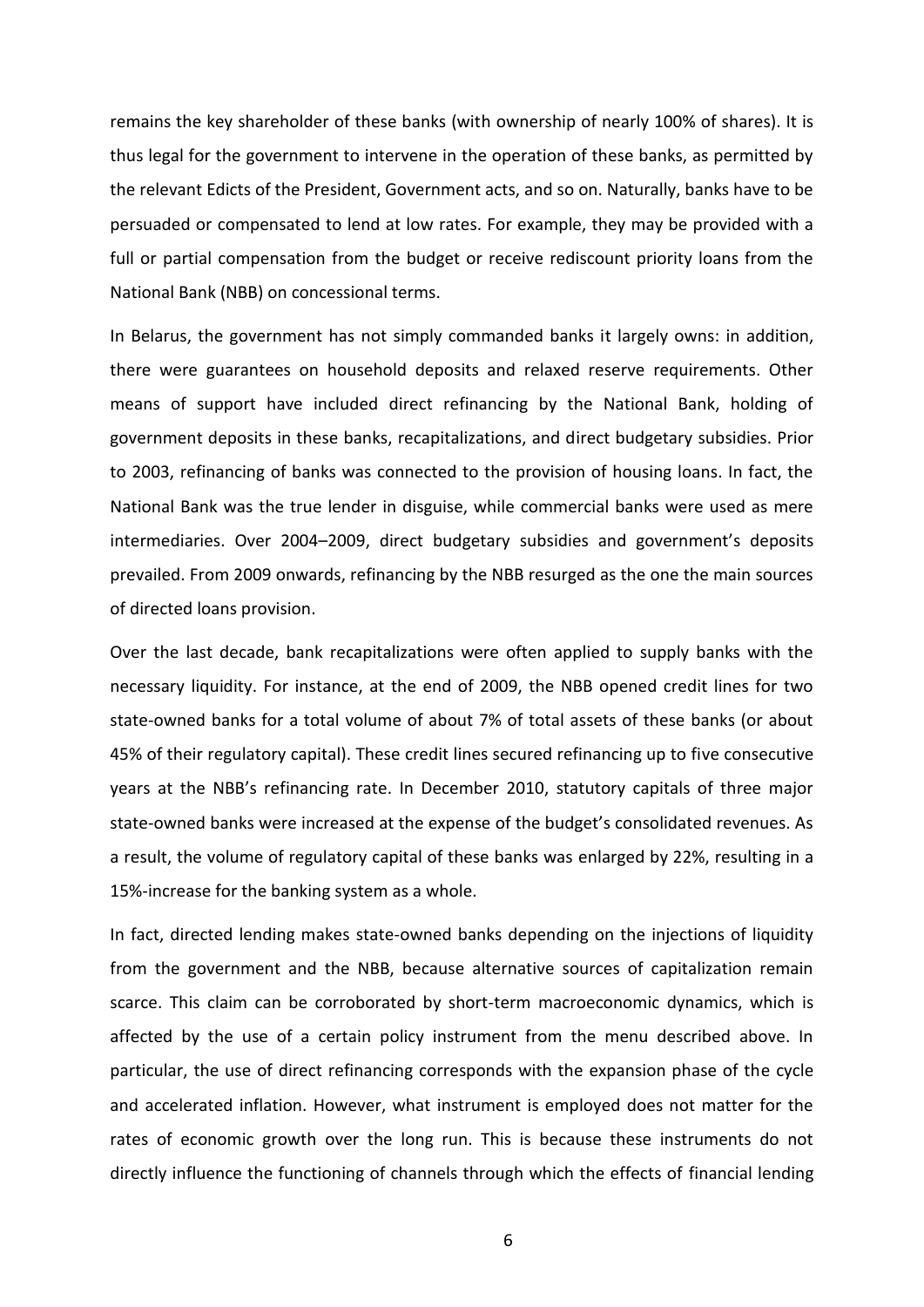remains the key shareholder of these banks (with ownership of nearly 100% of shares). It is thus legal for the government to intervene in the operation of these banks, as permitted by the relevant Edicts of the President, Government acts, and so on. Naturally, banks have to be persuaded or compensated to lend at low rates. For example, they may be provided with a full or partial compensation from the budget or receive rediscount priority loans from the National Bank (NBB) on concessional terms.

In Belarus, the government has not simply commanded banks it largely owns: in addition, there were guarantees on household deposits and relaxed reserve requirements. Other means of support have included direct refinancing by the National Bank, holding of government deposits in these banks, recapitalizations, and direct budgetary subsidies. Prior to 2003, refinancing of banks was connected to the provision of housing loans. In fact, the National Bank was the true lender in disguise, while commercial banks were used as mere intermediaries. Over 2004–2009, direct budgetary subsidies and government's deposits prevailed. From 2009 onwards, refinancing by the NBB resurged as the one the main sources of directed loans provision.

Over the last decade, bank recapitalizations were often applied to supply banks with the necessary liquidity. For instance, at the end of 2009, the NBB opened credit lines for two state-owned banks for a total volume of about 7% of total assets of these banks (or about 45% of their regulatory capital). These credit lines secured refinancing up to five consecutive years at the NBB's refinancing rate. In December 2010, statutory capitals of three major state-owned banks were increased at the expense of the budget's consolidated revenues. As a result, the volume of regulatory capital of these banks was enlarged by 22%, resulting in a 15%-increase for the banking system as a whole.

In fact, directed lending makes state-owned banks depending on the injections of liquidity from the government and the NBB, because alternative sources of capitalization remain scarce. This claim can be corroborated by short-term macroeconomic dynamics, which is affected by the use of a certain policy instrument from the menu described above. In particular, the use of direct refinancing corresponds with the expansion phase of the cycle and accelerated inflation. However, what instrument is employed does not matter for the rates of economic growth over the long run. This is because these instruments do not directly influence the functioning of channels through which the effects of financial lending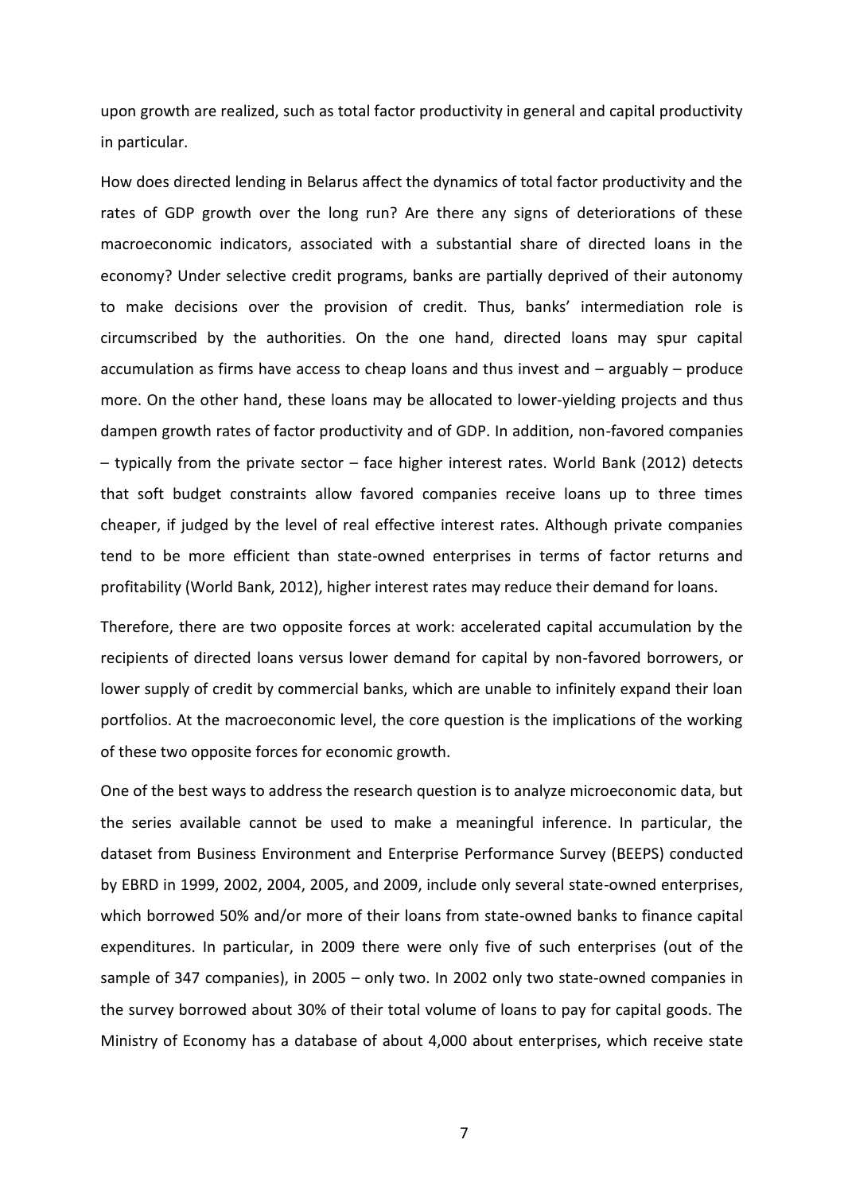upon growth are realized, such as total factor productivity in general and capital productivity in particular.

How does directed lending in Belarus affect the dynamics of total factor productivity and the rates of GDP growth over the long run? Are there any signs of deteriorations of these macroeconomic indicators, associated with a substantial share of directed loans in the economy? Under selective credit programs, banks are partially deprived of their autonomy to make decisions over the provision of credit. Thus, banks' intermediation role is circumscribed by the authorities. On the one hand, directed loans may spur capital accumulation as firms have access to cheap loans and thus invest and – arguably – produce more. On the other hand, these loans may be allocated to lower-yielding projects and thus dampen growth rates of factor productivity and of GDP. In addition, non-favored companies – typically from the private sector – face higher interest rates. World Bank (2012) detects that soft budget constraints allow favored companies receive loans up to three times cheaper, if judged by the level of real effective interest rates. Although private companies tend to be more efficient than state-owned enterprises in terms of factor returns and profitability (World Bank, 2012), higher interest rates may reduce their demand for loans.

Therefore, there are two opposite forces at work: accelerated capital accumulation by the recipients of directed loans versus lower demand for capital by non-favored borrowers, or lower supply of credit by commercial banks, which are unable to infinitely expand their loan portfolios. At the macroeconomic level, the core question is the implications of the working of these two opposite forces for economic growth.

One of the best ways to address the research question is to analyze microeconomic data, but the series available cannot be used to make a meaningful inference. In particular, the dataset from Business Environment and Enterprise Performance Survey (BEEPS) conducted by EBRD in 1999, 2002, 2004, 2005, and 2009, include only several state-owned enterprises, which borrowed 50% and/or more of their loans from state-owned banks to finance capital expenditures. In particular, in 2009 there were only five of such enterprises (out of the sample of 347 companies), in 2005 – only two. In 2002 only two state-owned companies in the survey borrowed about 30% of their total volume of loans to pay for capital goods. The Ministry of Economy has a database of about 4,000 about enterprises, which receive state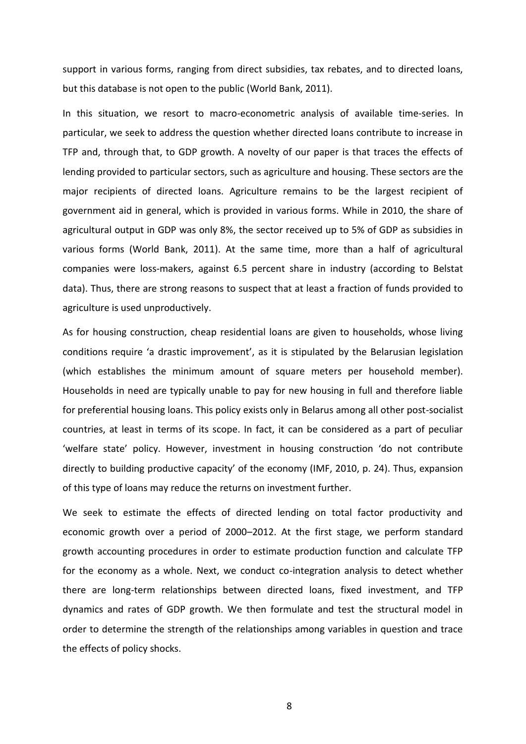support in various forms, ranging from direct subsidies, tax rebates, and to directed loans, but this database is not open to the public (World Bank, 2011).

In this situation, we resort to macro-econometric analysis of available time-series. In particular, we seek to address the question whether directed loans contribute to increase in TFP and, through that, to GDP growth. A novelty of our paper is that traces the effects of lending provided to particular sectors, such as agriculture and housing. These sectors are the major recipients of directed loans. Agriculture remains to be the largest recipient of government aid in general, which is provided in various forms. While in 2010, the share of agricultural output in GDP was only 8%, the sector received up to 5% of GDP as subsidies in various forms (World Bank, 2011). At the same time, more than a half of agricultural companies were loss-makers, against 6.5 percent share in industry (according to Belstat data). Thus, there are strong reasons to suspect that at least a fraction of funds provided to agriculture is used unproductively.

As for housing construction, cheap residential loans are given to households, whose living conditions require 'a drastic improvement', as it is stipulated by the Belarusian legislation (which establishes the minimum amount of square meters per household member). Households in need are typically unable to pay for new housing in full and therefore liable for preferential housing loans. This policy exists only in Belarus among all other post-socialist countries, at least in terms of its scope. In fact, it can be considered as a part of peculiar 'welfare state' policy. However, investment in housing construction 'do not contribute directly to building productive capacity' of the economy (IMF, 2010, p. 24). Thus, expansion of this type of loans may reduce the returns on investment further.

We seek to estimate the effects of directed lending on total factor productivity and economic growth over a period of 2000–2012. At the first stage, we perform standard growth accounting procedures in order to estimate production function and calculate TFP for the economy as a whole. Next, we conduct co-integration analysis to detect whether there are long-term relationships between directed loans, fixed investment, and TFP dynamics and rates of GDP growth. We then formulate and test the structural model in order to determine the strength of the relationships among variables in question and trace the effects of policy shocks.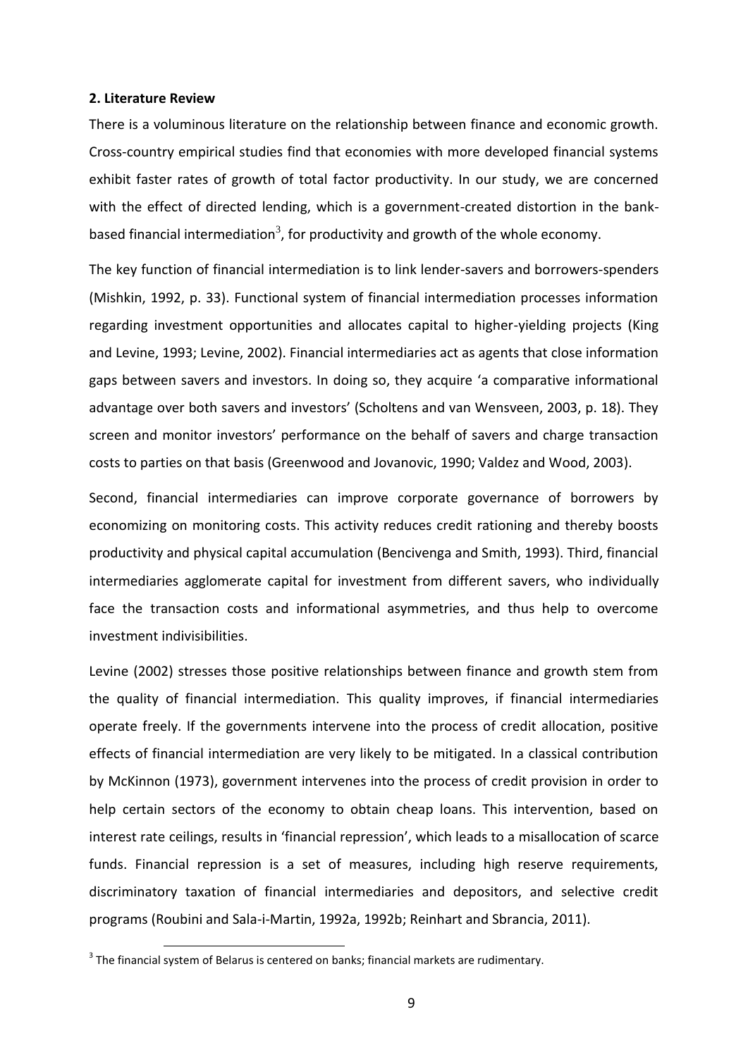## 2. Literature Review

There is a voluminous literature on the relationship between finance and economic growth. Cross-country empirical studies find that economies with more developed financial systems exhibit faster rates of growth of total factor productivity. In our study, we are concerned with the effect of directed lending, which is a government-created distortion in the bank-based financial intermediation[3], for productivity and growth of the whole economy.

The key function of financial intermediation is to link lender-savers and borrowers-spenders (Mishkin, 1992, p. 33). Functional system of financial intermediation processes information regarding investment opportunities and allocates capital to higher-yielding projects (King and Levine, 1993; Levine, 2002). Financial intermediaries act as agents that close information gaps between savers and investors. In doing so, they acquire 'a comparative informational advantage over both savers and investors' (Scholtens and van Wensveen, 2003, p. 18). They screen and monitor investors' performance on the behalf of savers and charge transaction costs to parties on that basis (Greenwood and Jovanovic, 1990; Valdez and Wood, 2003).

Second, financial intermediaries can improve corporate governance of borrowers by economizing on monitoring costs. This activity reduces credit rationing and thereby boosts productivity and physical capital accumulation (Bencivenga and Smith, 1993). Third, financial intermediaries agglomerate capital for investment from different savers, who individually face the transaction costs and informational asymmetries, and thus help to overcome investment indivisibilities.

Levine (2002) stresses those positive relationships between finance and growth stem from the quality of financial intermediation. This quality improves, if financial intermediaries operate freely. If the governments intervene into the process of credit allocation, positive effects of financial intermediation are very likely to be mitigated. In a classical contribution by McKinnon (1973), government intervenes into the process of credit provision in order to help certain sectors of the economy to obtain cheap loans. This intervention, based on interest rate ceilings, results in 'financial repression', which leads to a misallocation of scarce funds. Financial repression is a set of measures, including high reserve requirements, discriminatory taxation of financial intermediaries and depositors, and selective credit programs (Roubini and Sala-i-Martin, 1992a, 1992b; Reinhart and Sbrancia, 2011).

[3] The financial system of Belarus is centered on banks; financial markets are rudimentary.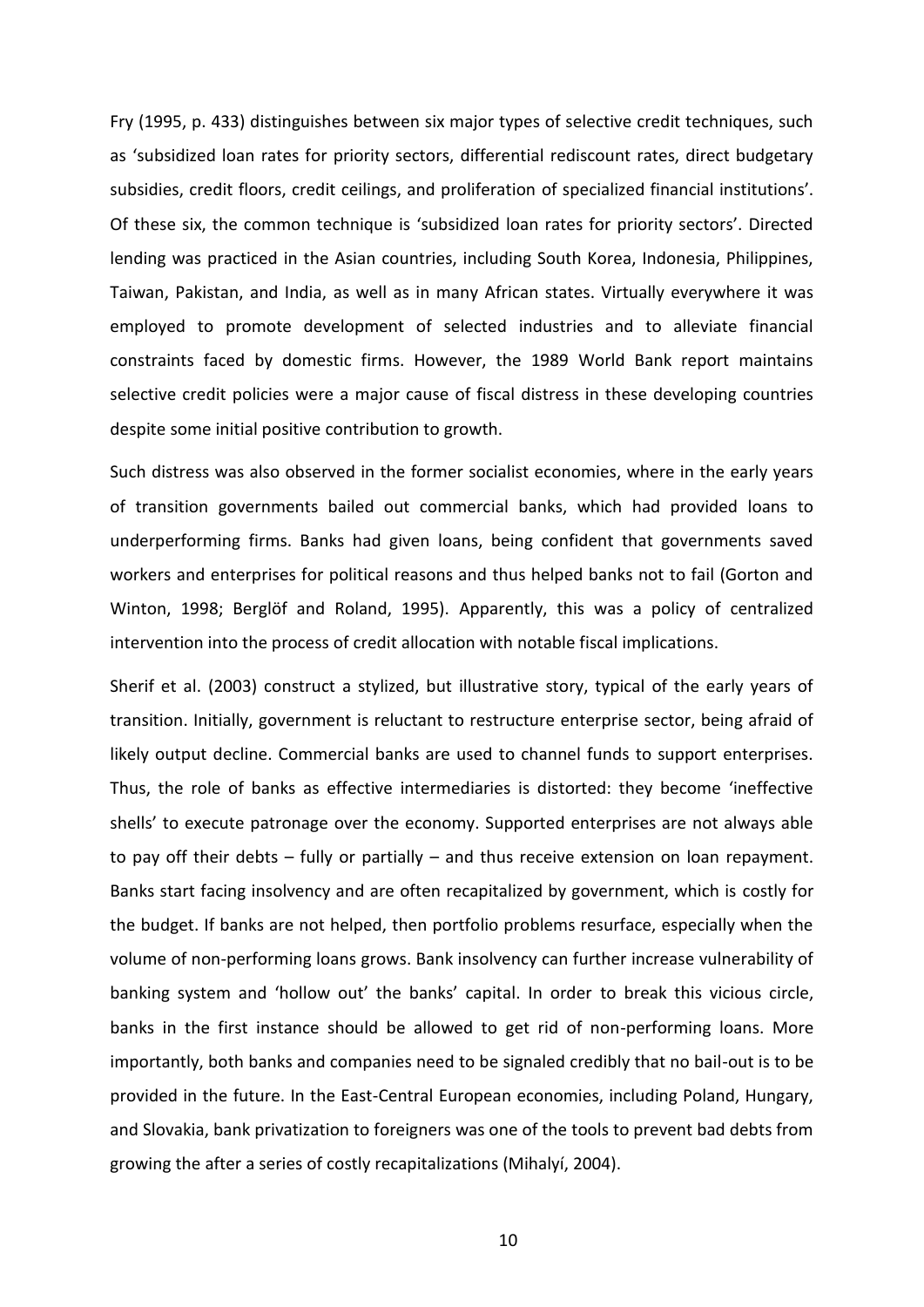Fry (1995, p. 433) distinguishes between six major types of selective credit techniques, such as 'subsidized loan rates for priority sectors, differential rediscount rates, direct budgetary subsidies, credit floors, credit ceilings, and proliferation of specialized financial institutions'. Of these six, the common technique is 'subsidized loan rates for priority sectors'. Directed lending was practiced in the Asian countries, including South Korea, Indonesia, Philippines, Taiwan, Pakistan, and India, as well as in many African states. Virtually everywhere it was employed to promote development of selected industries and to alleviate financial constraints faced by domestic firms. However, the 1989 World Bank report maintains selective credit policies were a major cause of fiscal distress in these developing countries despite some initial positive contribution to growth.

Such distress was also observed in the former socialist economies, where in the early years of transition governments bailed out commercial banks, which had provided loans to underperforming firms. Banks had given loans, being confident that governments saved workers and enterprises for political reasons and thus helped banks not to fail (Gorton and Winton, 1998; Berglöf and Roland, 1995). Apparently, this was a policy of centralized intervention into the process of credit allocation with notable fiscal implications.

Sherif et al. (2003) construct a stylized, but illustrative story, typical of the early years of transition. Initially, government is reluctant to restructure enterprise sector, being afraid of likely output decline. Commercial banks are used to channel funds to support enterprises. Thus, the role of banks as effective intermediaries is distorted: they become 'ineffective shells' to execute patronage over the economy. Supported enterprises are not always able to pay off their debts – fully or partially – and thus receive extension on loan repayment. Banks start facing insolvency and are often recapitalized by government, which is costly for the budget. If banks are not helped, then portfolio problems resurface, especially when the volume of non-performing loans grows. Bank insolvency can further increase vulnerability of banking system and 'hollow out' the banks' capital. In order to break this vicious circle, banks in the first instance should be allowed to get rid of non-performing loans. More importantly, both banks and companies need to be signaled credibly that no bail-out is to be provided in the future. In the East-Central European economies, including Poland, Hungary, and Slovakia, bank privatization to foreigners was one of the tools to prevent bad debts from growing the after a series of costly recapitalizations (Mihalyí, 2004).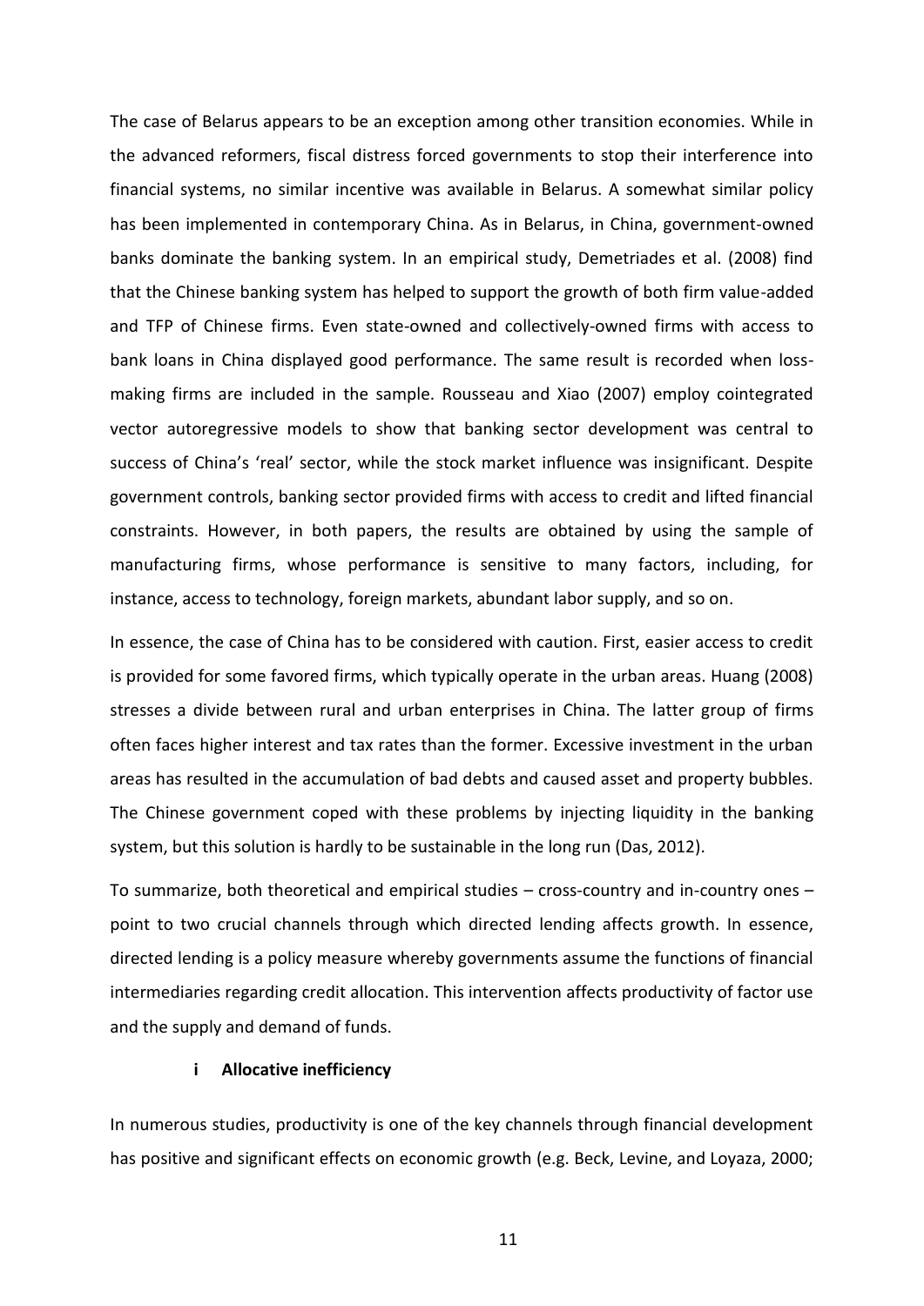The case of Belarus appears to be an exception among other transition economies. While in the advanced reformers, fiscal distress forced governments to stop their interference into financial systems, no similar incentive was available in Belarus. A somewhat similar policy has been implemented in contemporary China. As in Belarus, in China, government-owned banks dominate the banking system. In an empirical study, Demetriades et al. (2008) find that the Chinese banking system has helped to support the growth of both firm value-added and TFP of Chinese firms. Even state-owned and collectively-owned firms with access to bank loans in China displayed good performance. The same result is recorded when loss-making firms are included in the sample. Rousseau and Xiao (2007) employ cointegrated vector autoregressive models to show that banking sector development was central to success of China's 'real' sector, while the stock market influence was insignificant. Despite government controls, banking sector provided firms with access to credit and lifted financial constraints. However, in both papers, the results are obtained by using the sample of manufacturing firms, whose performance is sensitive to many factors, including, for instance, access to technology, foreign markets, abundant labor supply, and so on.

In essence, the case of China has to be considered with caution. First, easier access to credit is provided for some favored firms, which typically operate in the urban areas. Huang (2008) stresses a divide between rural and urban enterprises in China. The latter group of firms often faces higher interest and tax rates than the former. Excessive investment in the urban areas has resulted in the accumulation of bad debts and caused asset and property bubbles. The Chinese government coped with these problems by injecting liquidity in the banking system, but this solution is hardly to be sustainable in the long run (Das, 2012).

To summarize, both theoretical and empirical studies – cross-country and in-country ones – point to two crucial channels through which directed lending affects growth. In essence, directed lending is a policy measure whereby governments assume the functions of financial intermediaries regarding credit allocation. This intervention affects productivity of factor use and the supply and demand of funds.

### i Allocative inefficiency

In numerous studies, productivity is one of the key channels through financial development has positive and significant effects on economic growth (e.g. Beck, Levine, and Loyaza, 2000;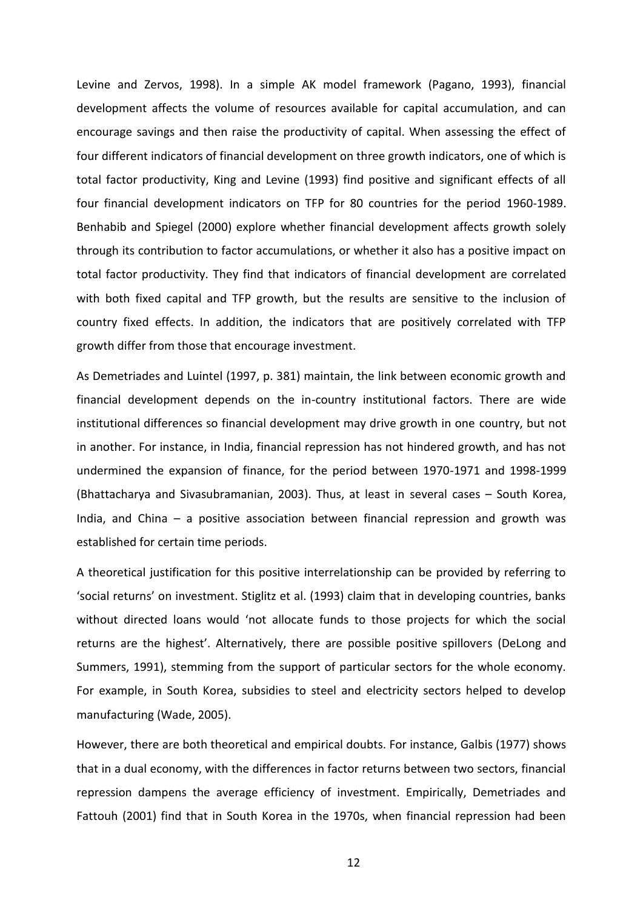Levine and Zervos, 1998). In a simple AK model framework (Pagano, 1993), financial development affects the volume of resources available for capital accumulation, and can encourage savings and then raise the productivity of capital. When assessing the effect of four different indicators of financial development on three growth indicators, one of which is total factor productivity, King and Levine (1993) find positive and significant effects of all four financial development indicators on TFP for 80 countries for the period 1960-1989. Benhabib and Spiegel (2000) explore whether financial development affects growth solely through its contribution to factor accumulations, or whether it also has a positive impact on total factor productivity. They find that indicators of financial development are correlated with both fixed capital and TFP growth, but the results are sensitive to the inclusion of country fixed effects. In addition, the indicators that are positively correlated with TFP growth differ from those that encourage investment.

As Demetriades and Luintel (1997, p. 381) maintain, the link between economic growth and financial development depends on the in-country institutional factors. There are wide institutional differences so financial development may drive growth in one country, but not in another. For instance, in India, financial repression has not hindered growth, and has not undermined the expansion of finance, for the period between 1970-1971 and 1998-1999 (Bhattacharya and Sivasubramanian, 2003). Thus, at least in several cases – South Korea, India, and China – a positive association between financial repression and growth was established for certain time periods.

A theoretical justification for this positive interrelationship can be provided by referring to 'social returns' on investment. Stiglitz et al. (1993) claim that in developing countries, banks without directed loans would 'not allocate funds to those projects for which the social returns are the highest'. Alternatively, there are possible positive spillovers (DeLong and Summers, 1991), stemming from the support of particular sectors for the whole economy. For example, in South Korea, subsidies to steel and electricity sectors helped to develop manufacturing (Wade, 2005).

However, there are both theoretical and empirical doubts. For instance, Galbis (1977) shows that in a dual economy, with the differences in factor returns between two sectors, financial repression dampens the average efficiency of investment. Empirically, Demetriades and Fattouh (2001) find that in South Korea in the 1970s, when financial repression had been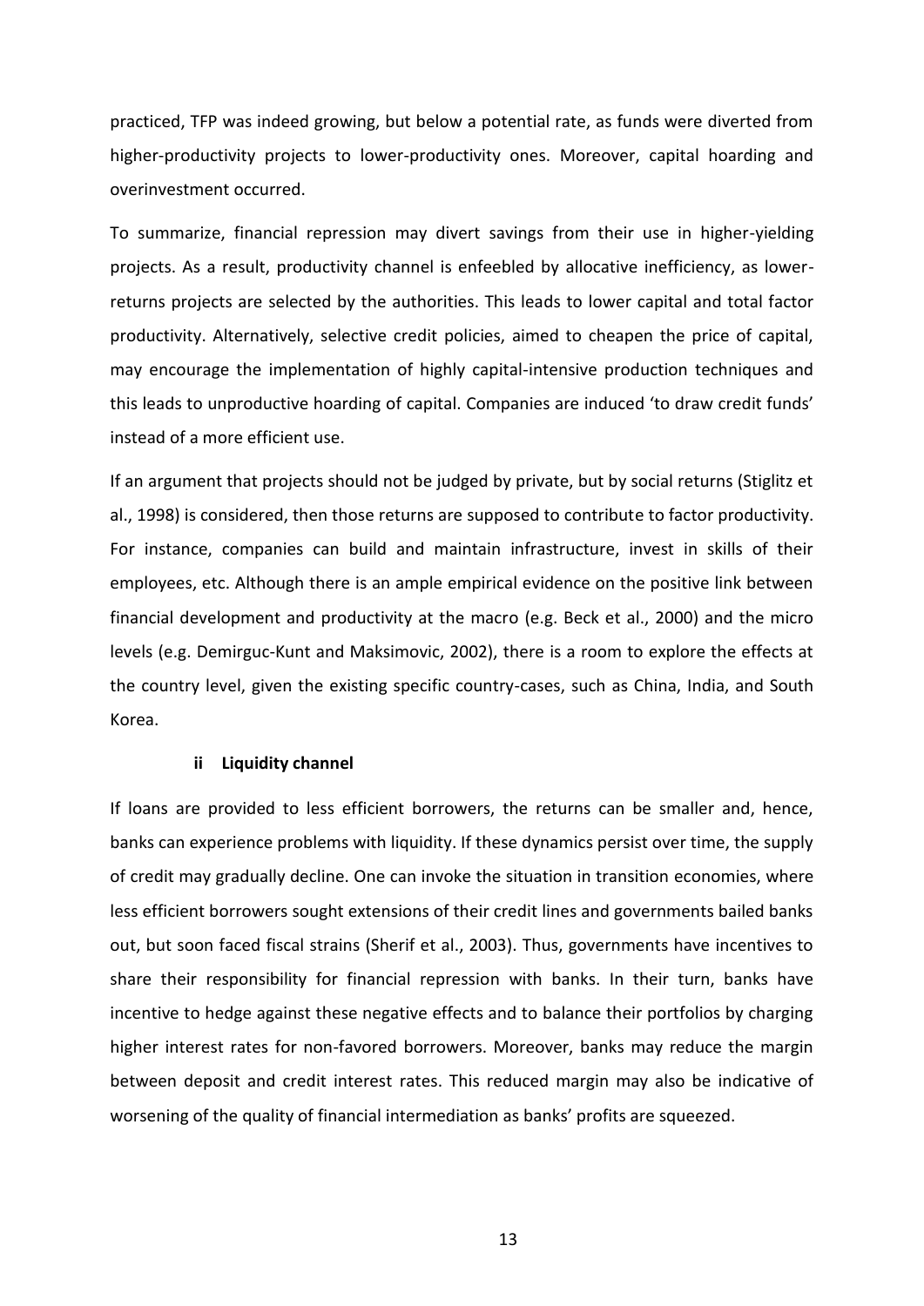practiced, TFP was indeed growing, but below a potential rate, as funds were diverted from higher-productivity projects to lower-productivity ones. Moreover, capital hoarding and overinvestment occurred.

To summarize, financial repression may divert savings from their use in higher-yielding projects. As a result, productivity channel is enfeebled by allocative inefficiency, as lower-returns projects are selected by the authorities. This leads to lower capital and total factor productivity. Alternatively, selective credit policies, aimed to cheapen the price of capital, may encourage the implementation of highly capital-intensive production techniques and this leads to unproductive hoarding of capital. Companies are induced 'to draw credit funds' instead of a more efficient use.

If an argument that projects should not be judged by private, but by social returns (Stiglitz et al., 1998) is considered, then those returns are supposed to contribute to factor productivity. For instance, companies can build and maintain infrastructure, invest in skills of their employees, etc. Although there is an ample empirical evidence on the positive link between financial development and productivity at the macro (e.g. Beck et al., 2000) and the micro levels (e.g. Demirguc-Kunt and Maksimovic, 2002), there is a room to explore the effects at the country level, given the existing specific country-cases, such as China, India, and South Korea.

#### ii Liquidity channel

If loans are provided to less efficient borrowers, the returns can be smaller and, hence, banks can experience problems with liquidity. If these dynamics persist over time, the supply of credit may gradually decline. One can invoke the situation in transition economies, where less efficient borrowers sought extensions of their credit lines and governments bailed banks out, but soon faced fiscal strains (Sherif et al., 2003). Thus, governments have incentives to share their responsibility for financial repression with banks. In their turn, banks have incentive to hedge against these negative effects and to balance their portfolios by charging higher interest rates for non-favored borrowers. Moreover, banks may reduce the margin between deposit and credit interest rates. This reduced margin may also be indicative of worsening of the quality of financial intermediation as banks' profits are squeezed.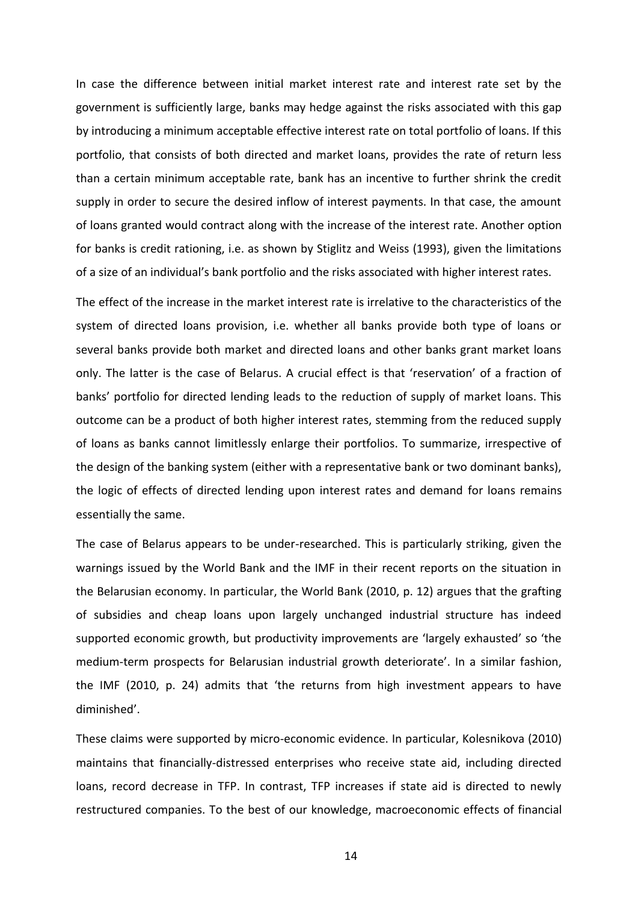In case the difference between initial market interest rate and interest rate set by the government is sufficiently large, banks may hedge against the risks associated with this gap by introducing a minimum acceptable effective interest rate on total portfolio of loans. If this portfolio, that consists of both directed and market loans, provides the rate of return less than a certain minimum acceptable rate, bank has an incentive to further shrink the credit supply in order to secure the desired inflow of interest payments. In that case, the amount of loans granted would contract along with the increase of the interest rate. Another option for banks is credit rationing, i.e. as shown by Stiglitz and Weiss (1993), given the limitations of a size of an individual's bank portfolio and the risks associated with higher interest rates.

The effect of the increase in the market interest rate is irrelative to the characteristics of the system of directed loans provision, i.e. whether all banks provide both type of loans or several banks provide both market and directed loans and other banks grant market loans only. The latter is the case of Belarus. A crucial effect is that 'reservation' of a fraction of banks' portfolio for directed lending leads to the reduction of supply of market loans. This outcome can be a product of both higher interest rates, stemming from the reduced supply of loans as banks cannot limitlessly enlarge their portfolios. To summarize, irrespective of the design of the banking system (either with a representative bank or two dominant banks), the logic of effects of directed lending upon interest rates and demand for loans remains essentially the same.

The case of Belarus appears to be under-researched. This is particularly striking, given the warnings issued by the World Bank and the IMF in their recent reports on the situation in the Belarusian economy. In particular, the World Bank (2010, p. 12) argues that the grafting of subsidies and cheap loans upon largely unchanged industrial structure has indeed supported economic growth, but productivity improvements are 'largely exhausted' so 'the medium-term prospects for Belarusian industrial growth deteriorate'. In a similar fashion, the IMF (2010, p. 24) admits that 'the returns from high investment appears to have diminished'.

These claims were supported by micro-economic evidence. In particular, Kolesnikova (2010) maintains that financially-distressed enterprises who receive state aid, including directed loans, record decrease in TFP. In contrast, TFP increases if state aid is directed to newly restructured companies. To the best of our knowledge, macroeconomic effects of financial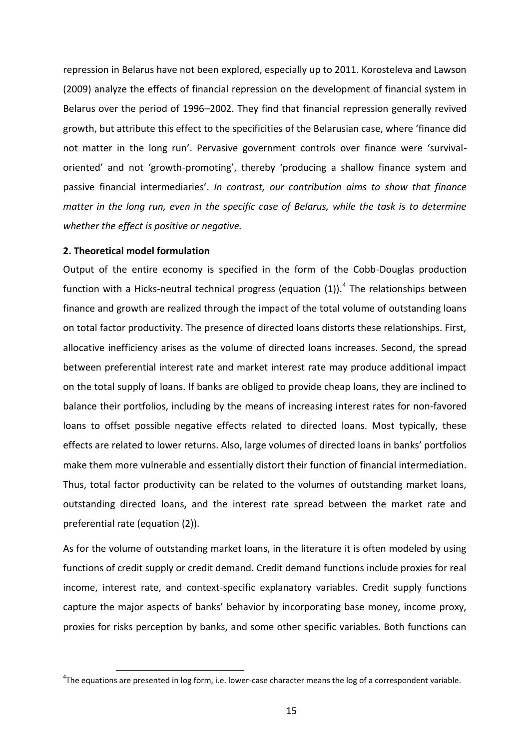repression in Belarus have not been explored, especially up to 2011. Korosteleva and Lawson (2009) analyze the effects of financial repression on the development of financial system in Belarus over the period of 1996–2002. They find that financial repression generally revived growth, but attribute this effect to the specificities of the Belarusian case, where 'finance did not matter in the long run'. Pervasive government controls over finance were 'survival-oriented' and not 'growth-promoting', thereby 'producing a shallow finance system and passive financial intermediaries'. *In contrast, our contribution aims to show that finance matter in the long run, even in the specific case of Belarus, while the task is to determine whether the effect is positive or negative.*

## 2. Theoretical model formulation

Output of the entire economy is specified in the form of the Cobb-Douglas production function with a Hicks-neutral technical progress (equation (1)).[4] The relationships between finance and growth are realized through the impact of the total volume of outstanding loans on total factor productivity. The presence of directed loans distorts these relationships. First, allocative inefficiency arises as the volume of directed loans increases. Second, the spread between preferential interest rate and market interest rate may produce additional impact on the total supply of loans. If banks are obliged to provide cheap loans, they are inclined to balance their portfolios, including by the means of increasing interest rates for non-favored loans to offset possible negative effects related to directed loans. Most typically, these effects are related to lower returns. Also, large volumes of directed loans in banks' portfolios make them more vulnerable and essentially distort their function of financial intermediation. Thus, total factor productivity can be related to the volumes of outstanding market loans, outstanding directed loans, and the interest rate spread between the market rate and preferential rate (equation (2)).

As for the volume of outstanding market loans, in the literature it is often modeled by using functions of credit supply or credit demand. Credit demand functions include proxies for real income, interest rate, and context-specific explanatory variables. Credit supply functions capture the major aspects of banks' behavior by incorporating base money, income proxy, proxies for risks perception by banks, and some other specific variables. Both functions can

[4]The equations are presented in log form, i.e. lower-case character means the log of a correspondent variable.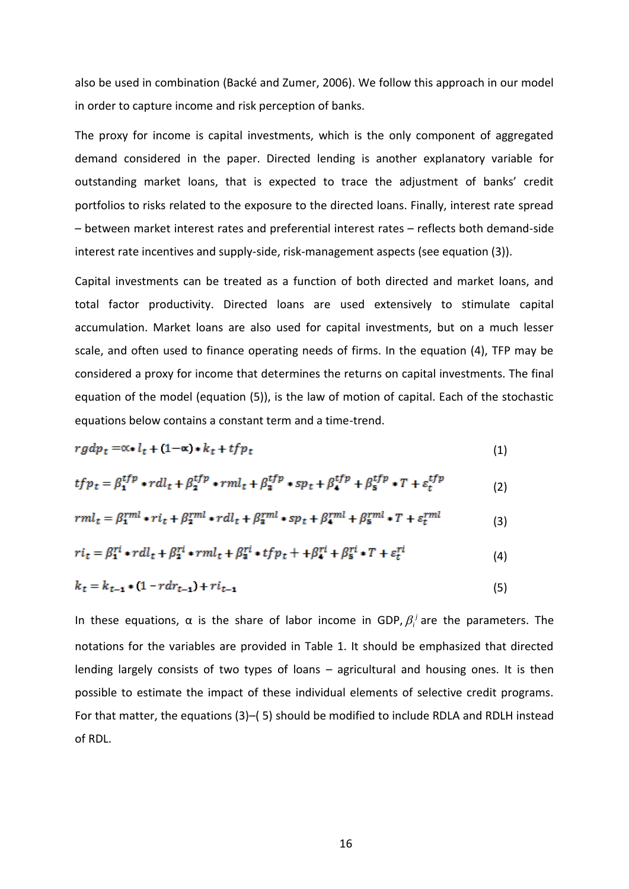also be used in combination (Backé and Zumer, 2006). We follow this approach in our model in order to capture income and risk perception of banks.

The proxy for income is capital investments, which is the only component of aggregated demand considered in the paper. Directed lending is another explanatory variable for outstanding market loans, that is expected to trace the adjustment of banks' credit portfolios to risks related to the exposure to the directed loans. Finally, interest rate spread – between market interest rates and preferential interest rates – reflects both demand-side interest rate incentives and supply-side, risk-management aspects (see equation (3)).

Capital investments can be treated as a function of both directed and market loans, and total factor productivity. Directed loans are used extensively to stimulate capital accumulation. Market loans are also used for capital investments, but on a much lesser scale, and often used to finance operating needs of firms. In the equation (4), TFP may be considered a proxy for income that determines the returns on capital investments. The final equation of the model (equation (5)), is the law of motion of capital. Each of the stochastic equations below contains a constant term and a time-trend.

$$rgdp_t = \alpha * l_t + (1-\alpha) * k_t + tfp_t \tag{1}$$

$$tfp_t = \beta_1^{tfp} * rdl_t + \beta_2^{tfp} * rml_t + \beta_3^{tfp} * sp_t + \beta_4^{tfp} + \beta_5^{tfp} * T + \varepsilon_t^{tfp} \tag{2}$$

$$rml_t = \beta_1^{rml} * ri_t + \beta_2^{rml} * rdl_t + \beta_3^{rml} * sp_t + \beta_4^{rml} + \beta_5^{rml} * T + \varepsilon_t^{rml} \tag{3}$$

$$ri_t = \beta_1^{ri} * rdl_t + \beta_2^{ri} * rml_t + \beta_3^{ri} * tfp_t + + \beta_4^{ri} + \beta_5^{ri} * T + \varepsilon_t^{ri} \tag{4}$$

$$k_t = k_{t-1} * (1 - rdr_{t-1}) + ri_{t-1} \tag{5}$$

In these equations, α is the share of labor income in GDP, $\beta_i^j$ are the parameters. The notations for the variables are provided in Table 1. It should be emphasized that directed lending largely consists of two types of loans – agricultural and housing ones. It is then possible to estimate the impact of these individual elements of selective credit programs. For that matter, the equations (3)–( 5) should be modified to include RDLA and RDLH instead of RDL.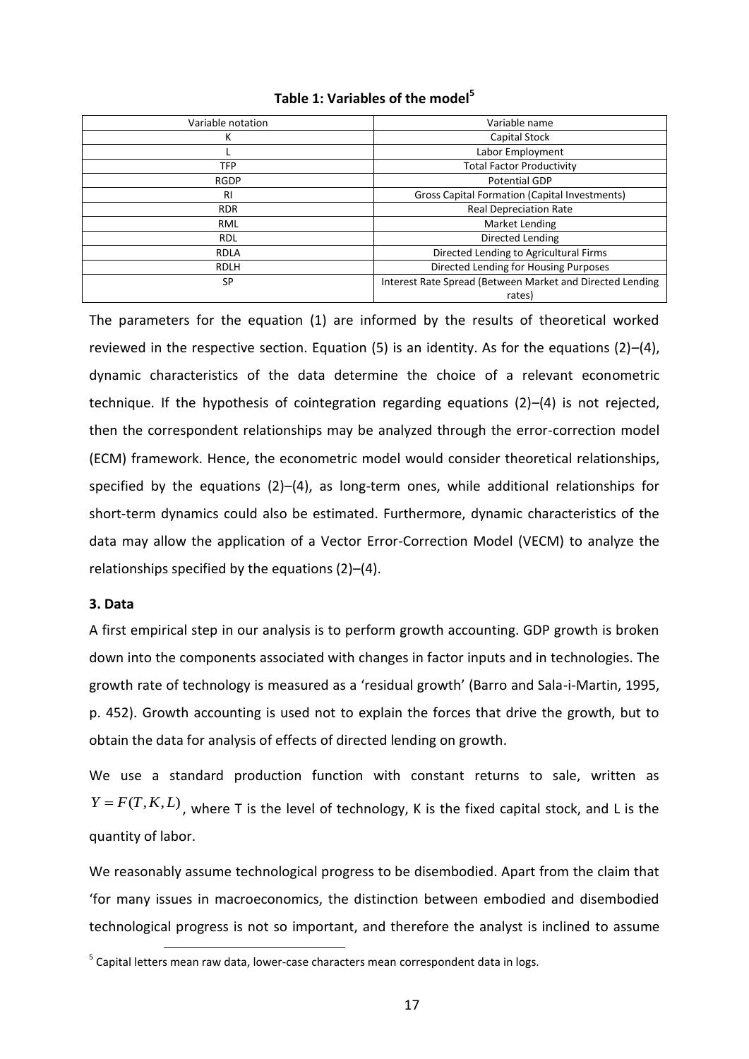**Table 1: Variables of the model[5]**

| Variable notation | Variable name |
|---|---|
| K | Capital Stock |
| L | Labor Employment |
| TFP | Total Factor Productivity |
| RGDP | Potential GDP |
| RI | Gross Capital Formation (Capital Investments) |
| RDR | Real Depreciation Rate |
| RML | Market Lending |
| RDL | Directed Lending |
| RDLA | Directed Lending to Agricultural Firms |
| RDLH | Directed Lending for Housing Purposes |
| SP | Interest Rate Spread (Between Market and Directed Lending rates) |

The parameters for the equation (1) are informed by the results of theoretical worked reviewed in the respective section. Equation (5) is an identity. As for the equations (2)–(4), dynamic characteristics of the data determine the choice of a relevant econometric technique. If the hypothesis of cointegration regarding equations (2)–(4) is not rejected, then the correspondent relationships may be analyzed through the error-correction model (ECM) framework. Hence, the econometric model would consider theoretical relationships, specified by the equations (2)–(4), as long-term ones, while additional relationships for short-term dynamics could also be estimated. Furthermore, dynamic characteristics of the data may allow the application of a Vector Error-Correction Model (VECM) to analyze the relationships specified by the equations (2)–(4).

### 3. Data

A first empirical step in our analysis is to perform growth accounting. GDP growth is broken down into the components associated with changes in factor inputs and in technologies. The growth rate of technology is measured as a 'residual growth' (Barro and Sala-i-Martin, 1995, p. 452). Growth accounting is used not to explain the forces that drive the growth, but to obtain the data for analysis of effects of directed lending on growth.

We use a standard production function with constant returns to sale, written as $Y = F(T, K, L)$, where T is the level of technology, K is the fixed capital stock, and L is the quantity of labor.

We reasonably assume technological progress to be disembodied. Apart from the claim that 'for many issues in macroeconomics, the distinction between embodied and disembodied technological progress is not so important, and therefore the analyst is inclined to assume

[5] Capital letters mean raw data, lower-case characters mean correspondent data in logs.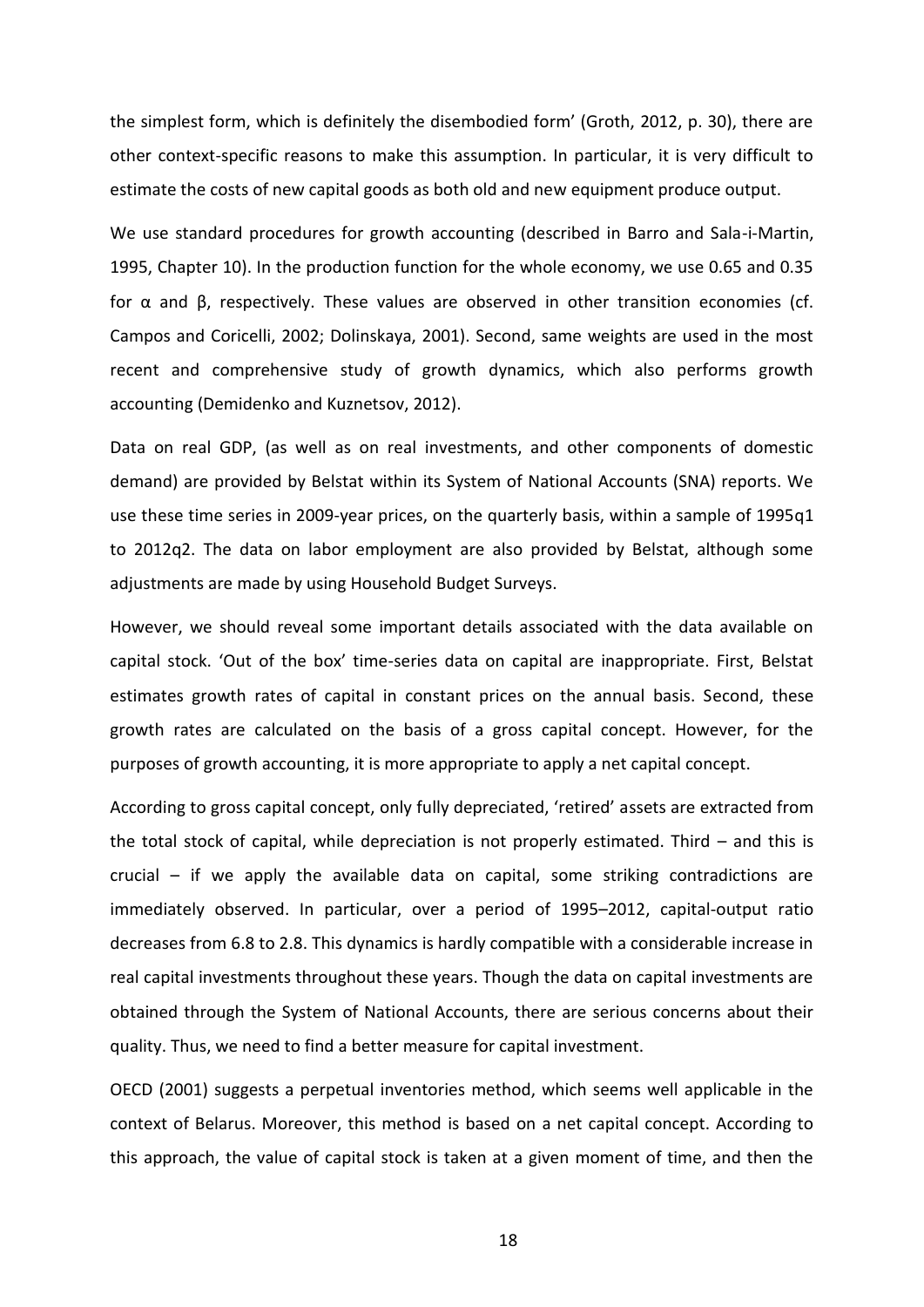the simplest form, which is definitely the disembodied form' (Groth, 2012, p. 30), there are other context-specific reasons to make this assumption. In particular, it is very difficult to estimate the costs of new capital goods as both old and new equipment produce output.

We use standard procedures for growth accounting (described in Barro and Sala-i-Martin, 1995, Chapter 10). In the production function for the whole economy, we use 0.65 and 0.35 for $\alpha$ and $\beta$, respectively. These values are observed in other transition economies (cf. Campos and Coricelli, 2002; Dolinskaya, 2001). Second, same weights are used in the most recent and comprehensive study of growth dynamics, which also performs growth accounting (Demidenko and Kuznetsov, 2012).

Data on real GDP, (as well as on real investments, and other components of domestic demand) are provided by Belstat within its System of National Accounts (SNA) reports. We use these time series in 2009-year prices, on the quarterly basis, within a sample of 1995q1 to 2012q2. The data on labor employment are also provided by Belstat, although some adjustments are made by using Household Budget Surveys.

However, we should reveal some important details associated with the data available on capital stock. 'Out of the box' time-series data on capital are inappropriate. First, Belstat estimates growth rates of capital in constant prices on the annual basis. Second, these growth rates are calculated on the basis of a gross capital concept. However, for the purposes of growth accounting, it is more appropriate to apply a net capital concept.

According to gross capital concept, only fully depreciated, 'retired' assets are extracted from the total stock of capital, while depreciation is not properly estimated. Third – and this is crucial – if we apply the available data on capital, some striking contradictions are immediately observed. In particular, over a period of 1995–2012, capital-output ratio decreases from 6.8 to 2.8. This dynamics is hardly compatible with a considerable increase in real capital investments throughout these years. Though the data on capital investments are obtained through the System of National Accounts, there are serious concerns about their quality. Thus, we need to find a better measure for capital investment.

OECD (2001) suggests a perpetual inventories method, which seems well applicable in the context of Belarus. Moreover, this method is based on a net capital concept. According to this approach, the value of capital stock is taken at a given moment of time, and then the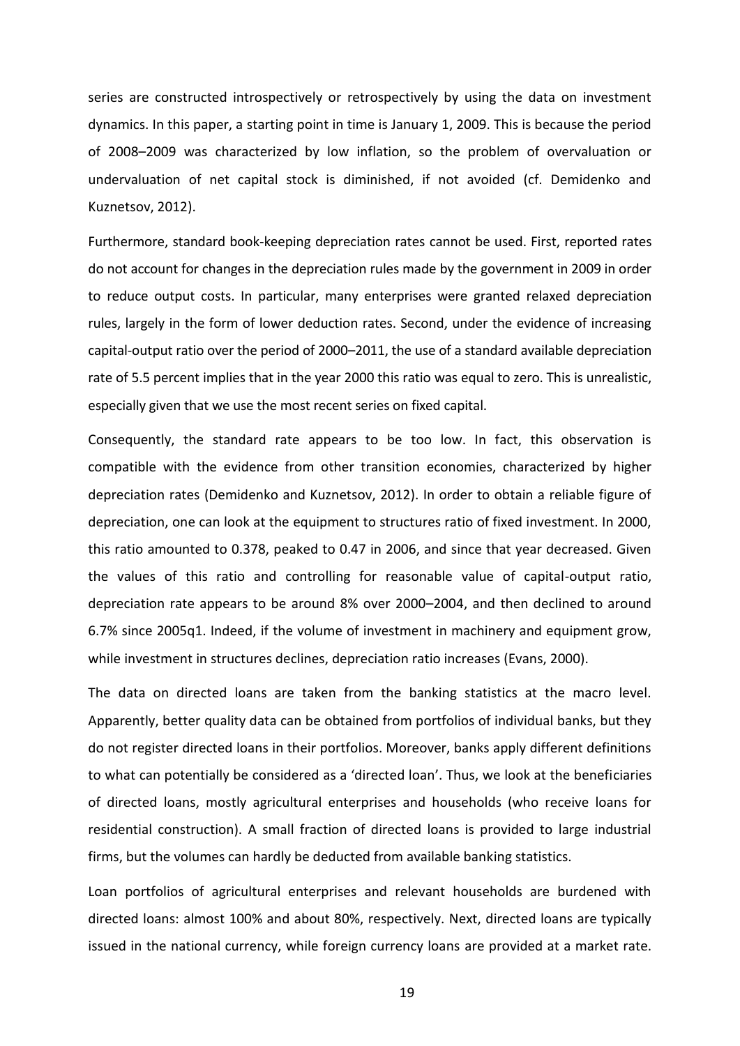series are constructed introspectively or retrospectively by using the data on investment dynamics. In this paper, a starting point in time is January 1, 2009. This is because the period of 2008–2009 was characterized by low inflation, so the problem of overvaluation or undervaluation of net capital stock is diminished, if not avoided (cf. Demidenko and Kuznetsov, 2012).

Furthermore, standard book-keeping depreciation rates cannot be used. First, reported rates do not account for changes in the depreciation rules made by the government in 2009 in order to reduce output costs. In particular, many enterprises were granted relaxed depreciation rules, largely in the form of lower deduction rates. Second, under the evidence of increasing capital-output ratio over the period of 2000–2011, the use of a standard available depreciation rate of 5.5 percent implies that in the year 2000 this ratio was equal to zero. This is unrealistic, especially given that we use the most recent series on fixed capital.

Consequently, the standard rate appears to be too low. In fact, this observation is compatible with the evidence from other transition economies, characterized by higher depreciation rates (Demidenko and Kuznetsov, 2012). In order to obtain a reliable figure of depreciation, one can look at the equipment to structures ratio of fixed investment. In 2000, this ratio amounted to 0.378, peaked to 0.47 in 2006, and since that year decreased. Given the values of this ratio and controlling for reasonable value of capital-output ratio, depreciation rate appears to be around 8% over 2000–2004, and then declined to around 6.7% since 2005q1. Indeed, if the volume of investment in machinery and equipment grow, while investment in structures declines, depreciation ratio increases (Evans, 2000).

The data on directed loans are taken from the banking statistics at the macro level. Apparently, better quality data can be obtained from portfolios of individual banks, but they do not register directed loans in their portfolios. Moreover, banks apply different definitions to what can potentially be considered as a 'directed loan'. Thus, we look at the beneficiaries of directed loans, mostly agricultural enterprises and households (who receive loans for residential construction). A small fraction of directed loans is provided to large industrial firms, but the volumes can hardly be deducted from available banking statistics.

Loan portfolios of agricultural enterprises and relevant households are burdened with directed loans: almost 100% and about 80%, respectively. Next, directed loans are typically issued in the national currency, while foreign currency loans are provided at a market rate.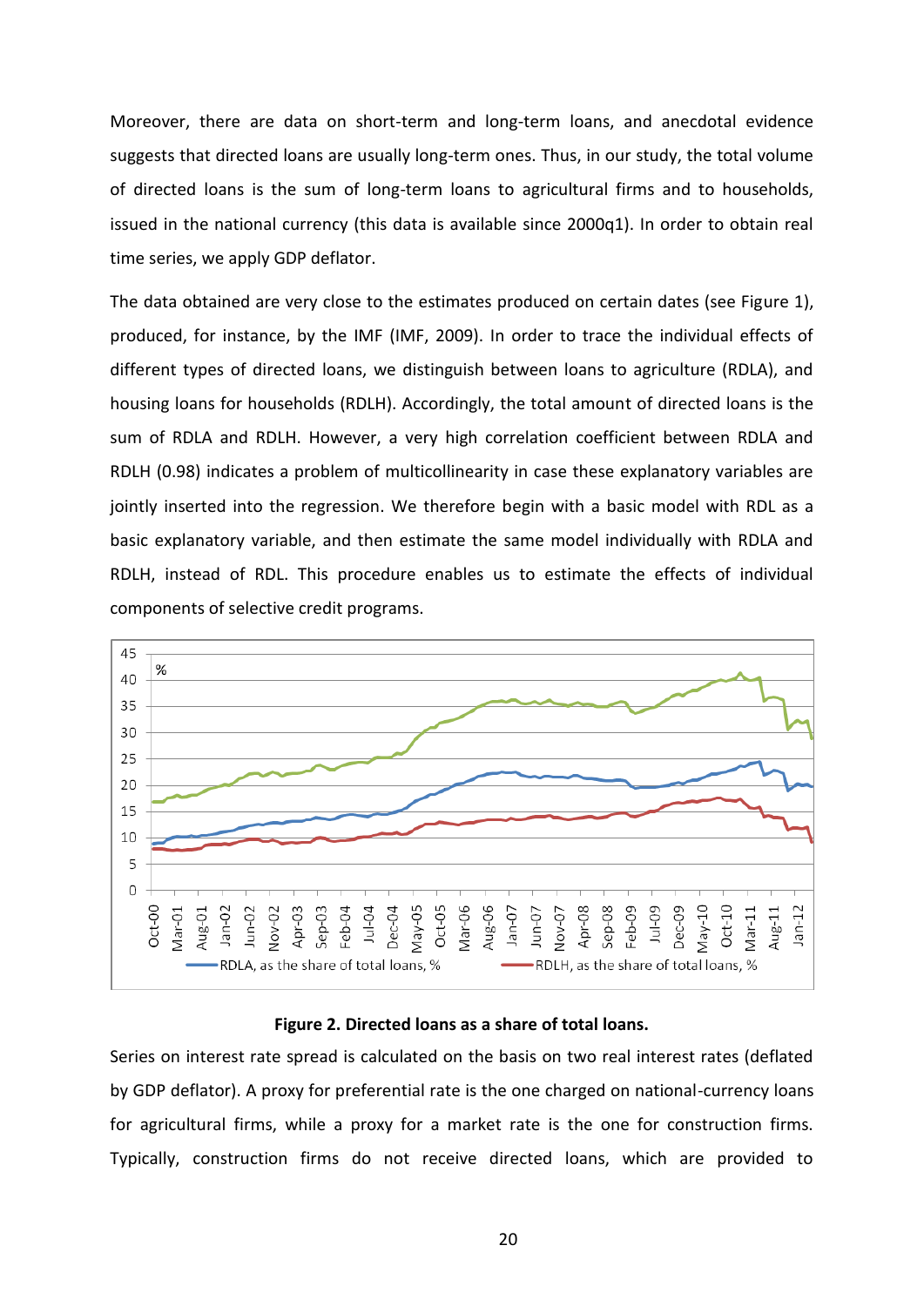Moreover, there are data on short-term and long-term loans, and anecdotal evidence suggests that directed loans are usually long-term ones. Thus, in our study, the total volume of directed loans is the sum of long-term loans to agricultural firms and to households, issued in the national currency (this data is available since 2000q1). In order to obtain real time series, we apply GDP deflator.

The data obtained are very close to the estimates produced on certain dates (see Figure 1), produced, for instance, by the IMF (IMF, 2009). In order to trace the individual effects of different types of directed loans, we distinguish between loans to agriculture (RDLA), and housing loans for households (RDLH). Accordingly, the total amount of directed loans is the sum of RDLA and RDLH. However, a very high correlation coefficient between RDLA and RDLH (0.98) indicates a problem of multicollinearity in case these explanatory variables are jointly inserted into the regression. We therefore begin with a basic model with RDL as a basic explanatory variable, and then estimate the same model individually with RDLA and RDLH, instead of RDL. This procedure enables us to estimate the effects of individual components of selective credit programs.

**Figure 2. Directed loans as a share of total loans.**

Series on interest rate spread is calculated on the basis on two real interest rates (deflated by GDP deflator). A proxy for preferential rate is the one charged on national-currency loans for agricultural firms, while a proxy for a market rate is the one for construction firms. Typically, construction firms do not receive directed loans, which are provided to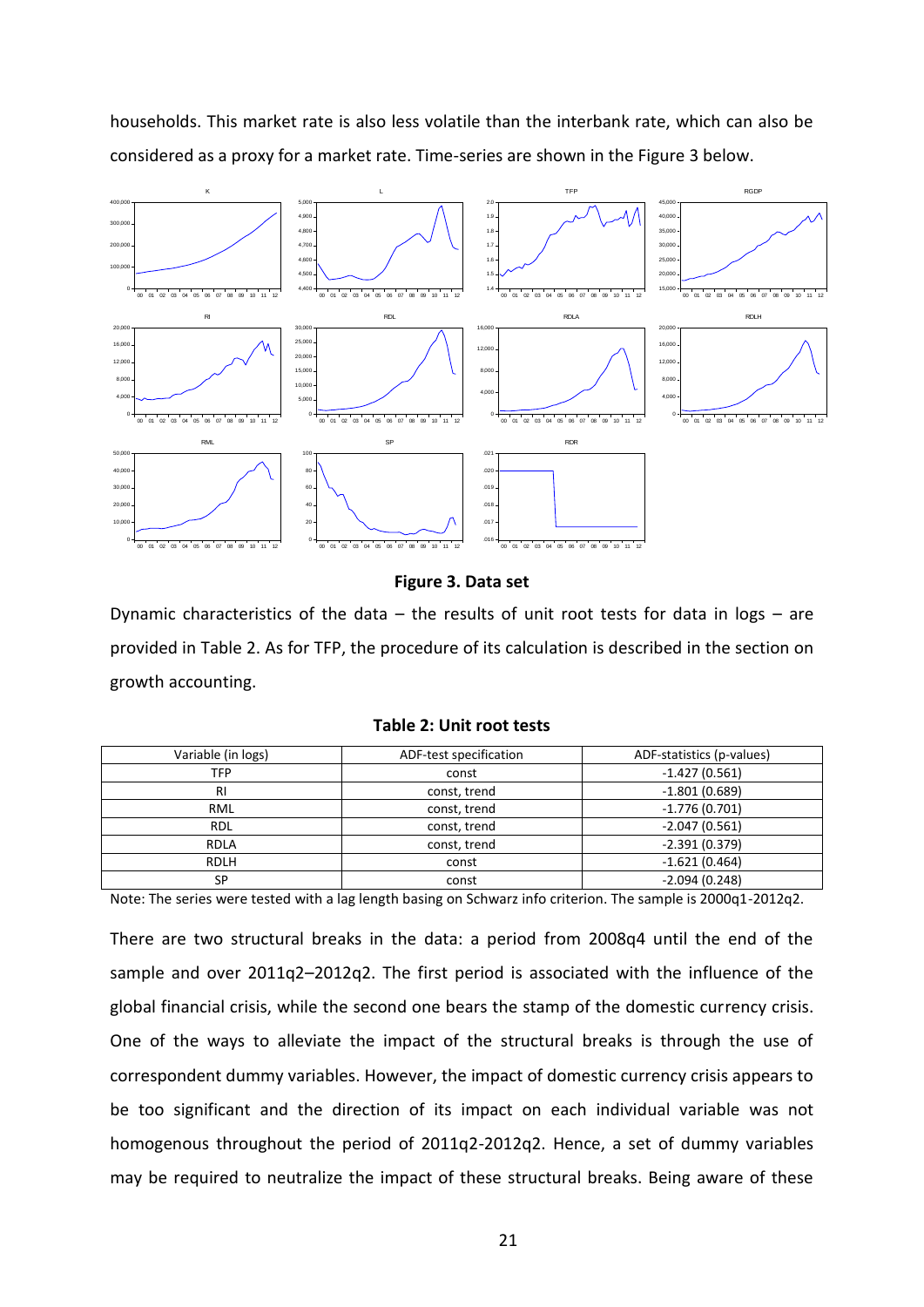households. This market rate is also less volatile than the interbank rate, which can also be considered as a proxy for a market rate. Time-series are shown in the Figure 3 below.

**Figure 3. Data set**

Dynamic characteristics of the data – the results of unit root tests for data in logs – are provided in Table 2. As for TFP, the procedure of its calculation is described in the section on growth accounting.

**Table 2: Unit root tests**

| Variable (in logs) | ADF-test specification | ADF-statistics (p-values) |
|---|---|---|
| TFP | const | -1.427 (0.561) |
| RI | const, trend | -1.801 (0.689) |
| RML | const, trend | -1.776 (0.701) |
| RDL | const, trend | -2.047 (0.561) |
| RDLA | const, trend | -2.391 (0.379) |
| RDLH | const | -1.621 (0.464) |
| SP | const | -2.094 (0.248) |

Note: The series were tested with a lag length basing on Schwarz info criterion. The sample is 2000q1-2012q2.

There are two structural breaks in the data: a period from 2008q4 until the end of the sample and over 2011q2–2012q2. The first period is associated with the influence of the global financial crisis, while the second one bears the stamp of the domestic currency crisis. One of the ways to alleviate the impact of the structural breaks is through the use of correspondent dummy variables. However, the impact of domestic currency crisis appears to be too significant and the direction of its impact on each individual variable was not homogenous throughout the period of 2011q2-2012q2. Hence, a set of dummy variables may be required to neutralize the impact of these structural breaks. Being aware of these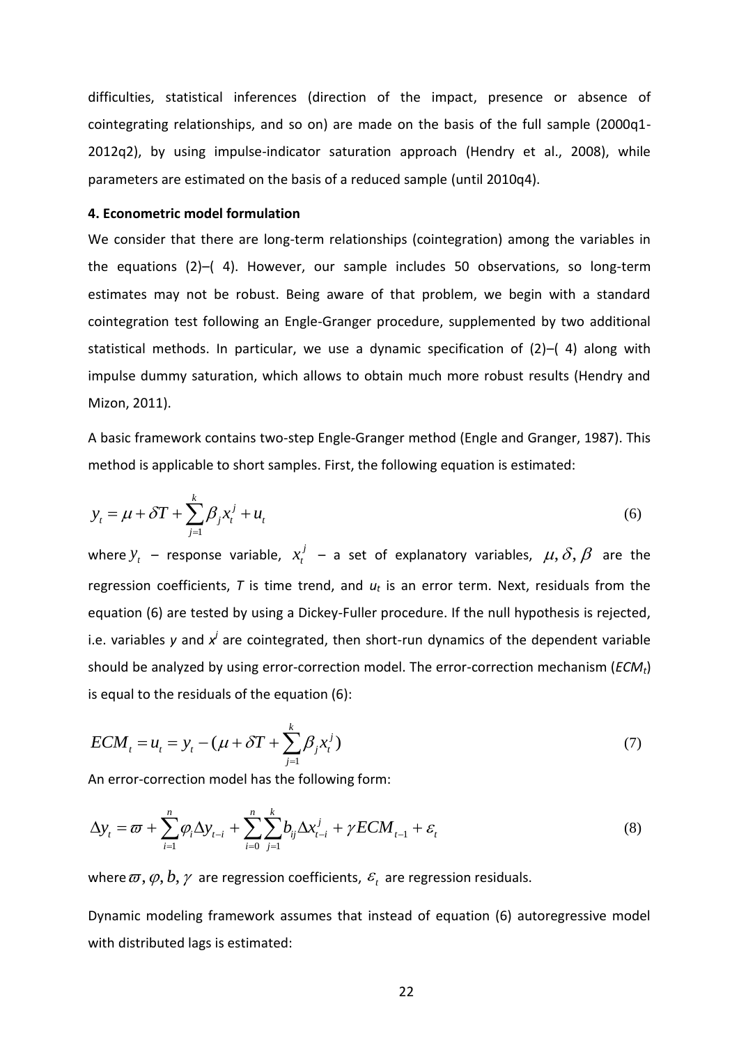difficulties, statistical inferences (direction of the impact, presence or absence of cointegrating relationships, and so on) are made on the basis of the full sample (2000q1-2012q2), by using impulse-indicator saturation approach (Hendry et al., 2008), while parameters are estimated on the basis of a reduced sample (until 2010q4).

**4. Econometric model formulation**

We consider that there are long-term relationships (cointegration) among the variables in the equations (2)–( 4). However, our sample includes 50 observations, so long-term estimates may not be robust. Being aware of that problem, we begin with a standard cointegration test following an Engle-Granger procedure, supplemented by two additional statistical methods. In particular, we use a dynamic specification of (2)–( 4) along with impulse dummy saturation, which allows to obtain much more robust results (Hendry and Mizon, 2011).

A basic framework contains two-step Engle-Granger method (Engle and Granger, 1987). This method is applicable to short samples. First, the following equation is estimated:

$$y_t = \mu + \delta T + \sum_{j=1}^{k} \beta_j x_t^j + u_t \tag{6}$$

where $y_t$ – response variable, $x_t^j$ – a set of explanatory variables, $\mu, \delta, \beta$ are the regression coefficients, $T$ is time trend, and $u_t$ is an error term. Next, residuals from the equation (6) are tested by using a Dickey-Fuller procedure. If the null hypothesis is rejected, i.e. variables $y$ and $x^j$ are cointegrated, then short-run dynamics of the dependent variable should be analyzed by using error-correction model. The error-correction mechanism ($ECM_t$) is equal to the residuals of the equation (6):

$$ECM_t = u_t = y_t - (\mu + \delta T + \sum_{j=1}^{k} \beta_j x_t^j) \tag{7}$$

An error-correction model has the following form:

$$\Delta y_t = \varpi + \sum_{i=1}^{n} \varphi_i \Delta y_{t-i} + \sum_{i=0}^{n} \sum_{j=1}^{k} b_{ij} \Delta x_{t-i}^j + \gamma ECM_{t-1} + \varepsilon_t \tag{8}$$

where $\varpi, \varphi, b, \gamma$ are regression coefficients, $\varepsilon_t$ are regression residuals.

Dynamic modeling framework assumes that instead of equation (6) autoregressive model with distributed lags is estimated: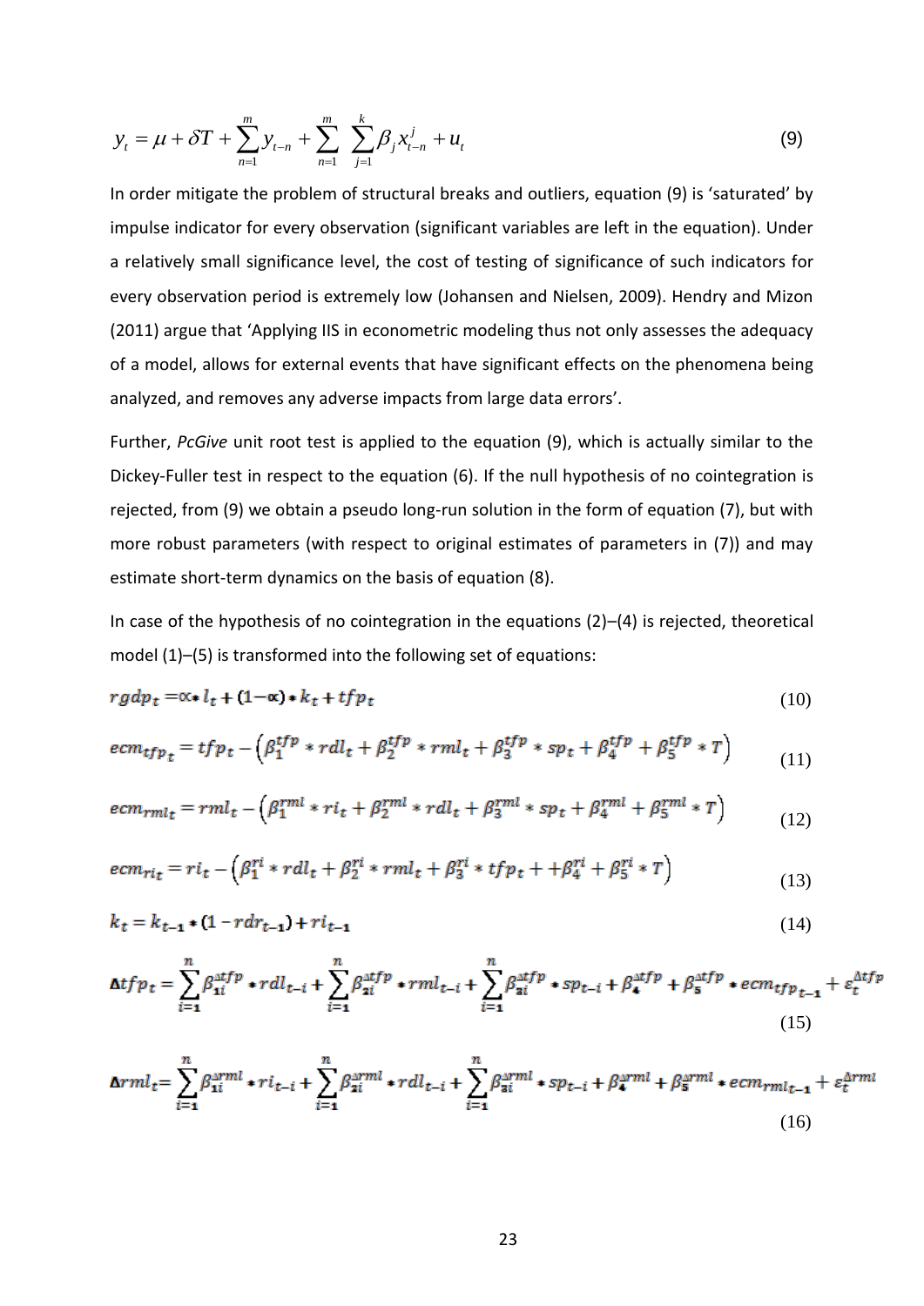$$y_t = \mu + \delta T + \sum_{n=1}^{m} y_{t-n} + \sum_{n=1}^{m} \sum_{j=1}^{k} \beta_j x_{t-n}^{j} + u_t \tag{9}$$

In order mitigate the problem of structural breaks and outliers, equation (9) is 'saturated' by impulse indicator for every observation (significant variables are left in the equation). Under a relatively small significance level, the cost of testing of significance of such indicators for every observation period is extremely low (Johansen and Nielsen, 2009). Hendry and Mizon (2011) argue that 'Applying IIS in econometric modeling thus not only assesses the adequacy of a model, allows for external events that have significant effects on the phenomena being analyzed, and removes any adverse impacts from large data errors'.

Further, *PcGive* unit root test is applied to the equation (9), which is actually similar to the Dickey-Fuller test in respect to the equation (6). If the null hypothesis of no cointegration is rejected, from (9) we obtain a pseudo long-run solution in the form of equation (7), but with more robust parameters (with respect to original estimates of parameters in (7)) and may estimate short-term dynamics on the basis of equation (8).

In case of the hypothesis of no cointegration in the equations (2)–(4) is rejected, theoretical model (1)–(5) is transformed into the following set of equations:

$$rgdp_t = \propto * l_t + (1 - \propto) * k_t + tfp_t \tag{10}$$

$$ecm_{tfp_t} = tfp_t - \left(\beta_1^{tfp} * rdl_t + \beta_2^{tfp} * rml_t + \beta_3^{tfp} * sp_t + \beta_4^{tfp} + \beta_5^{tfp} * T\right) \tag{11}$$

$$ecm_{rml_t} = rml_t - \left(\beta_1^{rml} * ri_t + \beta_2^{rml} * rdl_t + \beta_3^{rml} * sp_t + \beta_4^{rml} + \beta_5^{rml} * T\right) \tag{12}$$

$$ecm_{ri_t} = ri_t - \left(\beta_1^{ri} * rdl_t + \beta_2^{ri} * rml_t + \beta_3^{ri} * tfp_t + +\beta_4^{ri} + \beta_5^{ri} * T\right) \tag{13}$$

$$k_t = k_{t-1} * (1 - rdr_{t-1}) + ri_{t-1} \tag{14}$$

$$\Delta tfp_t = \sum_{i=1}^{n} \beta_{1i}^{\Delta tfp} * rdl_{t-i} + \sum_{i=1}^{n} \beta_{2i}^{\Delta tfp} * rml_{t-i} + \sum_{i=1}^{n} \beta_{3i}^{\Delta tfp} * sp_{t-i} + \beta_4^{\Delta tfp} + \beta_5^{\Delta tfp} * ecm_{tfp_{t-1}} + \varepsilon_t^{\Delta tfp} \tag{15}$$

$$\Delta rml_t = \sum_{i=1}^{n} \beta_{1i}^{\Delta rml} * ri_{t-i} + \sum_{i=1}^{n} \beta_{2i}^{\Delta rml} * rdl_{t-i} + \sum_{i=1}^{n} \beta_{3i}^{\Delta rml} * sp_{t-i} + \beta_4^{\Delta rml} + \beta_5^{\Delta rml} * ecm_{rml_{t-1}} + \varepsilon_t^{\Delta rml} \tag{16}$$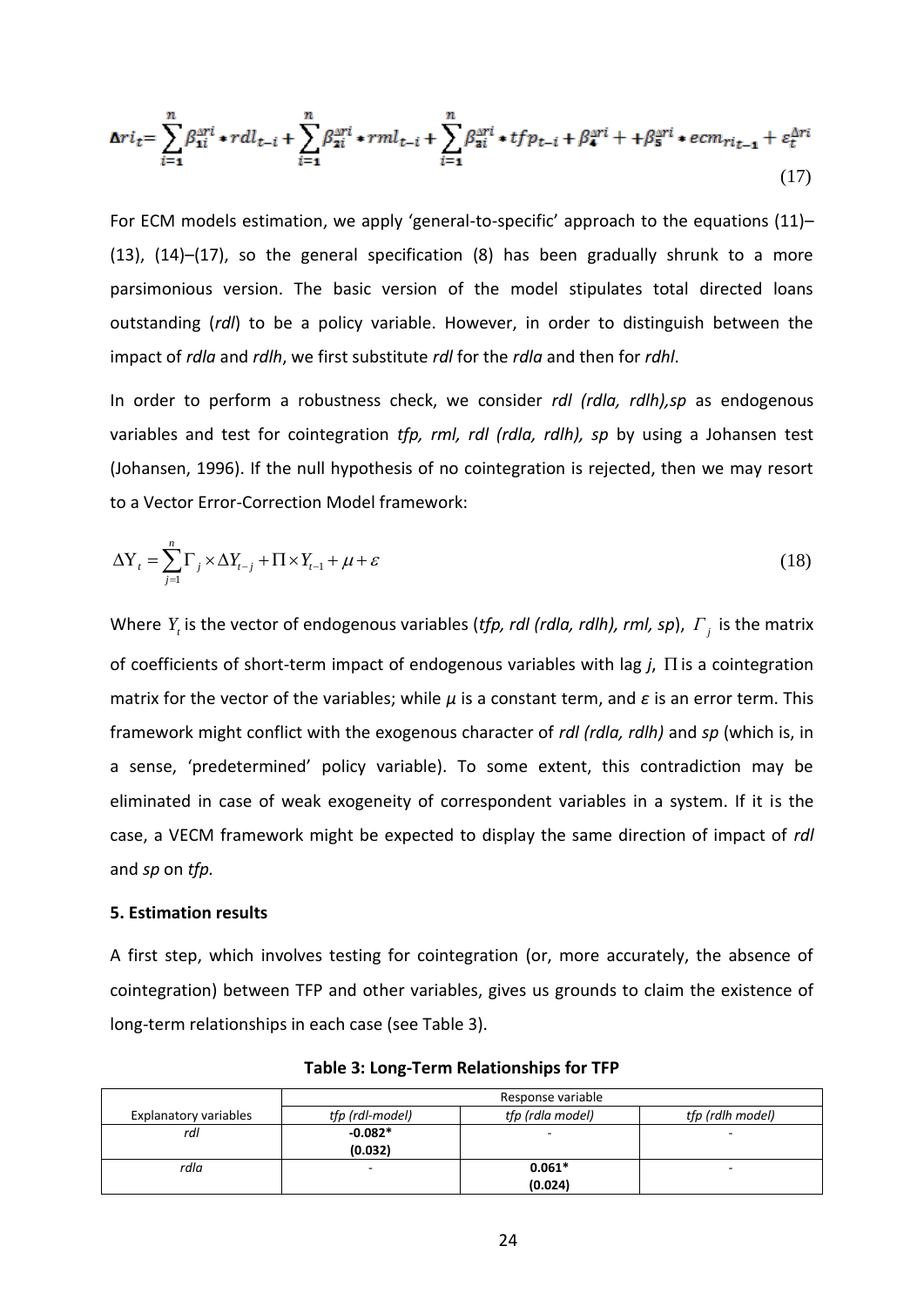$$\Delta ri_t = \sum_{i=1}^{n} \beta_{1i}^{\Delta ri} * rdl_{t-i} + \sum_{i=1}^{n} \beta_{2i}^{\Delta ri} * rml_{t-i} + \sum_{i=1}^{n} \beta_{3i}^{\Delta ri} * tfp_{t-i} + \beta_{4}^{\Delta ri} + + \beta_{5}^{\Delta ri} * ecm_{ri_{t-1}} + \varepsilon_t^{\Delta ri} \tag{17}$$

For ECM models estimation, we apply 'general-to-specific' approach to the equations (11)–(13), (14)–(17), so the general specification (8) has been gradually shrunk to a more parsimonious version. The basic version of the model stipulates total directed loans outstanding (*rdl*) to be a policy variable. However, in order to distinguish between the impact of *rdla* and *rdlh*, we first substitute *rdl* for the *rdla* and then for *rdhl*.

In order to perform a robustness check, we consider *rdl (rdla, rdlh),sp* as endogenous variables and test for cointegration *tfp, rml, rdl (rdla, rdlh), sp* by using a Johansen test (Johansen, 1996). If the null hypothesis of no cointegration is rejected, then we may resort to a Vector Error-Correction Model framework:

$$\Delta Y_t = \sum_{j=1}^{n} \Gamma_j \times \Delta Y_{t-j} + \Pi \times Y_{t-1} + \mu + \varepsilon \tag{18}$$

Where $Y_t$ is the vector of endogenous variables (*tfp, rdl (rdla, rdlh), rml, sp*), $\Gamma_j$ is the matrix of coefficients of short-term impact of endogenous variables with lag *j*, $\Pi$ is a cointegration matrix for the vector of the variables; while $\mu$ is a constant term, and $\varepsilon$ is an error term. This framework might conflict with the exogenous character of *rdl (rdla, rdlh)* and *sp* (which is, in a sense, 'predetermined' policy variable). To some extent, this contradiction may be eliminated in case of weak exogeneity of correspondent variables in a system. If it is the case, a VECM framework might be expected to display the same direction of impact of *rdl* and *sp* on *tfp.*

**5. Estimation results**

A first step, which involves testing for cointegration (or, more accurately, the absence of cointegration) between TFP and other variables, gives us grounds to claim the existence of long-term relationships in each case (see Table 3).

**Table 3: Long-Term Relationships for TFP**

| | Response variable | | |
|---|---|---|---|
| Explanatory variables | *tfp (rdl-model)* | *tfp (rdla model)* | *tfp (rdlh model)* |
| *rdl* | **-0.082***<br>**(0.032)** | - | - |
| *rdla* | - | **0.061***<br>**(0.024)** | - |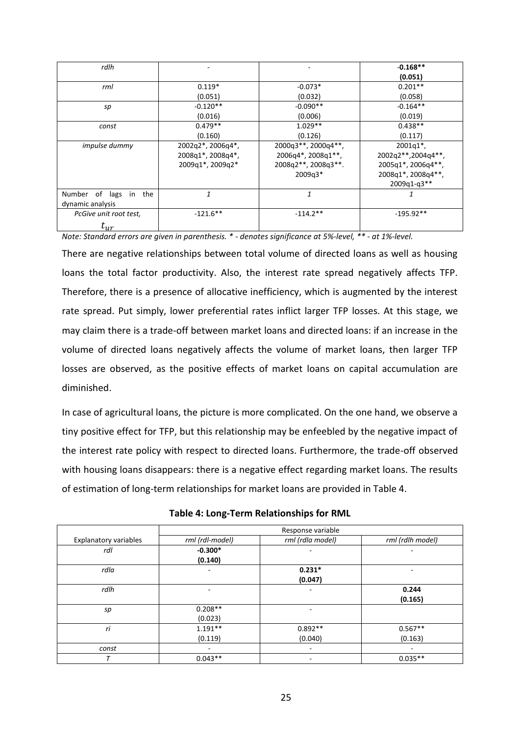| | | | |
|---|---|---|---|
| *rdlh* | - | - | **-0.168**** **(0.051)** |
| *rml* | 0.119* (0.051) | -0.073* (0.032) | 0.201** (0.058) |
| *sp* | -0.120** (0.016) | -0.090** (0.006) | -0.164** (0.019) |
| *const* | 0.479** (0.160) | 1.029** (0.126) | 0.438** (0.117) |
| *impulse dummy* | 2002q2*, 2006q4*, 2008q1*, 2008q4*, 2009q1*, 2009q2* | 2000q3**, 2000q4**, 2006q4*, 2008q1**, 2008q2**, 2008q3**. 2009q3* | 2001q1*, 2002q2**,2004q4**, 2005q1*, 2006q4**, 2008q1*, 2008q4**, 2009q1-q3** |
| Number of lags in the dynamic analysis | *1* | *1* | *1* |
| *PcGive unit root test,* $t_{ur}$ | -121.6** | -114.2** | -195.92** |

*Note: Standard errors are given in parenthesis. * - denotes significance at 5%-level, ** - at 1%-level.*

There are negative relationships between total volume of directed loans as well as housing loans the total factor productivity. Also, the interest rate spread negatively affects TFP. Therefore, there is a presence of allocative inefficiency, which is augmented by the interest rate spread. Put simply, lower preferential rates inflict larger TFP losses. At this stage, we may claim there is a trade-off between market loans and directed loans: if an increase in the volume of directed loans negatively affects the volume of market loans, then larger TFP losses are observed, as the positive effects of market loans on capital accumulation are diminished.

In case of agricultural loans, the picture is more complicated. On the one hand, we observe a tiny positive effect for TFP, but this relationship may be enfeebled by the negative impact of the interest rate policy with respect to directed loans. Furthermore, the trade-off observed with housing loans disappears: there is a negative effect regarding market loans. The results of estimation of long-term relationships for market loans are provided in Table 4.

**Table 4: Long-Term Relationships for RML**

| | Response variable | | |
|---|---|---|---|
| Explanatory variables | *rml (rdl-model)* | *rml (rdla model)* | *rml (rdlh model)* |
| *rdl* | **-0.300*** **(0.140)** | - | - |
| *rdla* | - | **0.231*** **(0.047)** | - |
| *rdlh* | - | - | **0.244** **(0.165)** |
| *sp* | 0.208** (0.023) | - | |
| *ri* | 1.191** (0.119) | 0.892** (0.040) | 0.567** (0.163) |
| *const* | - | - | - |
| *T* | 0.043** | - | 0.035** |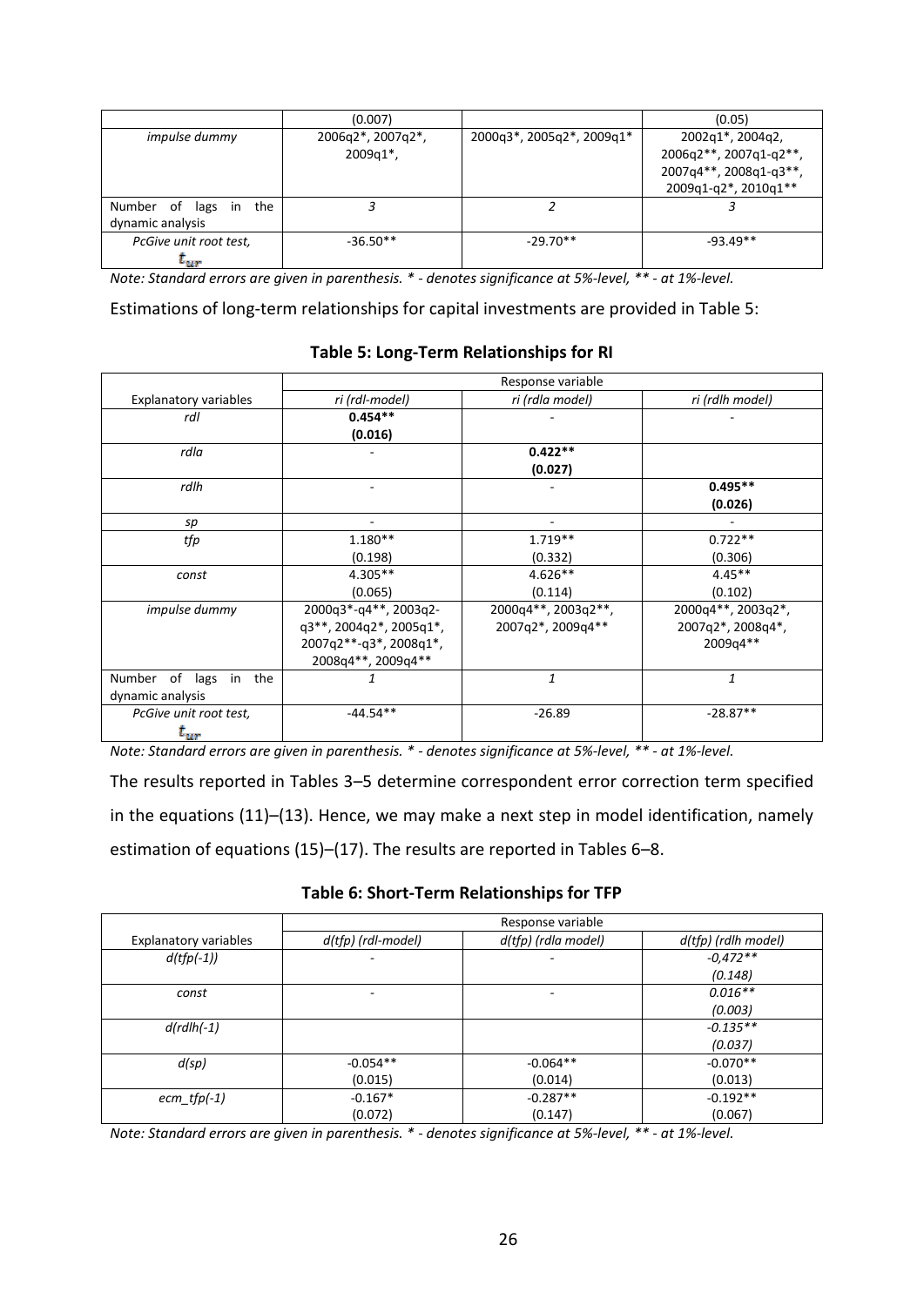| | (0.007) | | (0.05) |
|---|---|---|---|
| *impulse dummy* | 2006q2*, 2007q2*, 2009q1*, | 2000q3*, 2005q2*, 2009q1* | 2002q1*, 2004q2, 2006q2**, 2007q1-q2**, 2007q4**, 2008q1-q3**, 2009q1-q2*, 2010q1** |
| Number of lags in the dynamic analysis | *3* | *2* | *3* |
| *PcGive unit root test,* $t_{ur}$ | -36.50** | -29.70** | -93.49** |

*Note: Standard errors are given in parenthesis. * - denotes significance at 5%-level, ** - at 1%-level.*

Estimations of long-term relationships for capital investments are provided in Table 5:

**Table 5: Long-Term Relationships for RI**

| | Response variable | | |
|---|---|---|---|
| Explanatory variables | *ri (rdl-model)* | *ri (rdla model)* | *ri (rdlh model)* |
| *rdl* | **0.454**** **(0.016)** | - | - |
| *rdla* | - | **0.422**** **(0.027)** | |
| *rdlh* | - | - | **0.495**** **(0.026)** |
| *sp* | - | - | - |
| *tfp* | 1.180** (0.198) | 1.719** (0.332) | 0.722** (0.306) |
| *const* | 4.305** (0.065) | 4.626** (0.114) | 4.45** (0.102) |
| *impulse dummy* | 2000q3*-q4**, 2003q2-q3**, 2004q2*, 2005q1*, 2007q2**-q3*, 2008q1*, 2008q4**, 2009q4** | 2000q4**, 2003q2**, 2007q2*, 2009q4** | 2000q4**, 2003q2*, 2007q2*, 2008q4*, 2009q4** |
| Number of lags in the dynamic analysis | *1* | *1* | *1* |
| *PcGive unit root test,* $t_{ur}$ | -44.54** | -26.89 | -28.87** |

*Note: Standard errors are given in parenthesis. * - denotes significance at 5%-level, ** - at 1%-level.*

The results reported in Tables 3–5 determine correspondent error correction term specified in the equations (11)–(13). Hence, we may make a next step in model identification, namely estimation of equations (15)–(17). The results are reported in Tables 6–8.

**Table 6: Short-Term Relationships for TFP**

| | Response variable | | |
|---|---|---|---|
| Explanatory variables | *d(tfp) (rdl-model)* | *d(tfp) (rdla model)* | *d(tfp) (rdlh model)* |
| *d(tfp(-1))* | - | - | *-0,472*** *(0.148)* |
| *const* | - | - | *0.016*** *(0.003)* |
| *d(rdlh(-1)* | | | *-0.135*** *(0.037)* |
| *d(sp)* | -0.054** (0.015) | -0.064** (0.014) | -0.070** (0.013) |
| *ecm_tfp(-1)* | -0.167* (0.072) | -0.287** (0.147) | -0.192** (0.067) |

*Note: Standard errors are given in parenthesis. * - denotes significance at 5%-level, ** - at 1%-level.*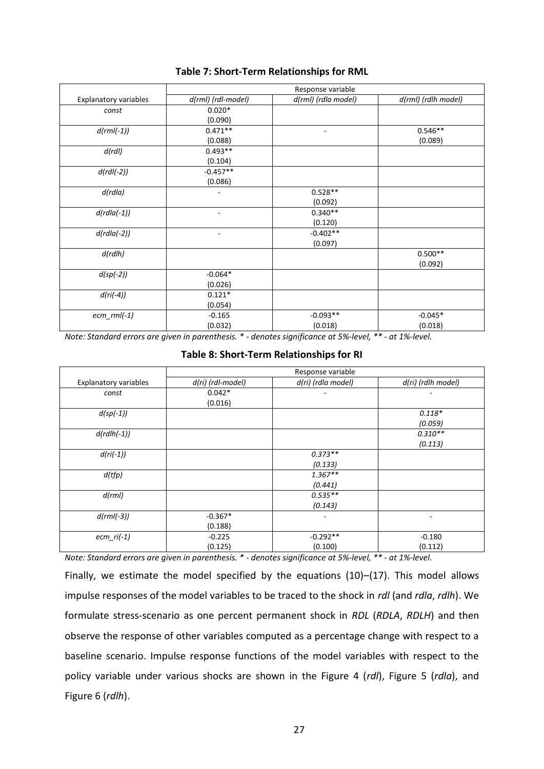**Table 7: Short-Term Relationships for RML**

| Explanatory variables | Response variable | | |
|---|---|---|---|
| | *d(rml) (rdl-model)* | *d(rml) (rdla model)* | *d(rml) (rdlh model)* |
| *const* | 0.020* (0.090) | | |
| *d(rml(-1))* | 0.471** (0.088) | - | 0.546** (0.089) |
| *d(rdl)* | 0.493** (0.104) | | |
| *d(rdl(-2))* | -0.457** (0.086) | | |
| *d(rdla)* | - | 0.528** (0.092) | |
| *d(rdla(-1))* | - | 0.340** (0.120) | |
| *d(rdla(-2))* | - | -0.402** (0.097) | |
| *d(rdlh)* | | | 0.500** (0.092) |
| *d(sp(-2))* | -0.064* (0.026) | | |
| *d(ri(-4))* | 0.121* (0.054) | | |
| *ecm_rml(-1)* | -0.165 (0.032) | -0.093** (0.018) | -0.045* (0.018) |

*Note: Standard errors are given in parenthesis. * - denotes significance at 5%-level, ** - at 1%-level.*

**Table 8: Short-Term Relationships for RI**

| Explanatory variables | Response variable | | |
|---|---|---|---|
| | *d(ri) (rdl-model)* | *d(ri) (rdla model)* | *d(ri) (rdlh model)* |
| *const* | 0.042* (0.016) | - | - |
| *d(sp(-1))* | | | *0.118** *(0.059)* |
| *d(rdlh(-1))* | | | *0.310*** *(0.113)* |
| *d(ri(-1))* | | *0.373*** *(0.133)* | |
| *d(tfp)* | | *1.367*** *(0.441)* | |
| *d(rml)* | | *0.535*** *(0.143)* | |
| *d(rml(-3))* | -0.367* (0.188) | - | - |
| *ecm_ri(-1)* | -0.225 (0.125) | -0.292** (0.100) | -0.180 (0.112) |

*Note: Standard errors are given in parenthesis. * - denotes significance at 5%-level, ** - at 1%-level.*

Finally, we estimate the model specified by the equations (10)–(17). This model allows impulse responses of the model variables to be traced to the shock in *rdl* (and *rdla*, *rdlh*). We formulate stress-scenario as one percent permanent shock in *RDL* (*RDLA*, *RDLH*) and then observe the response of other variables computed as a percentage change with respect to a baseline scenario. Impulse response functions of the model variables with respect to the policy variable under various shocks are shown in the Figure 4 (*rdl*), Figure 5 (*rdla*), and Figure 6 (*rdlh*).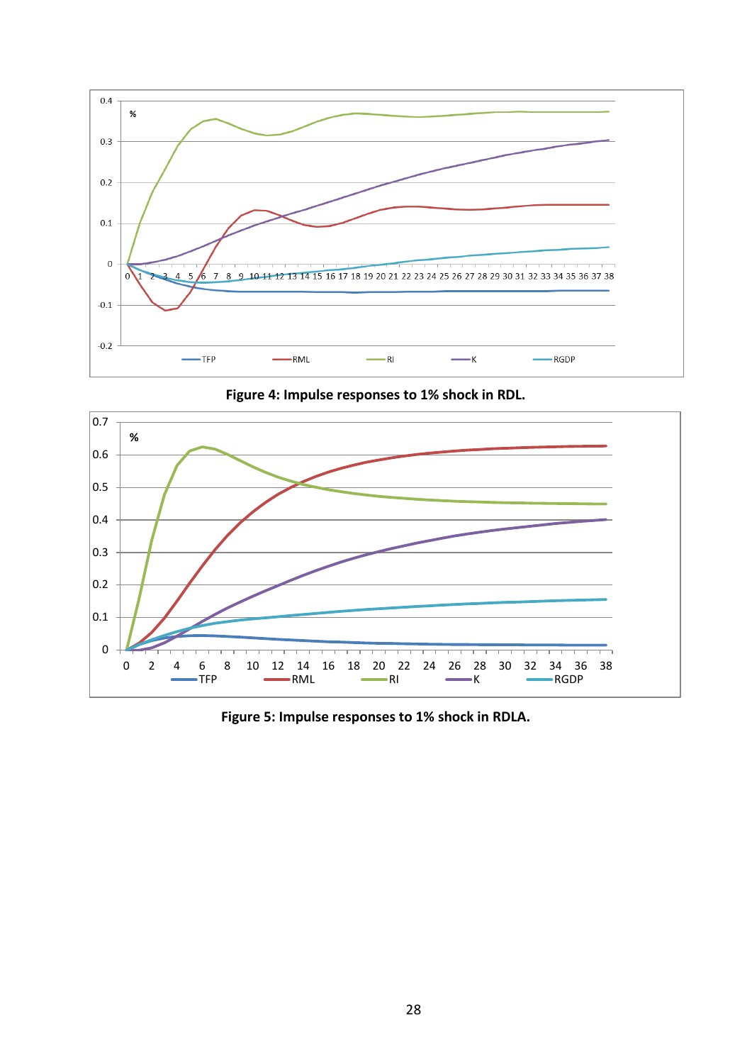Figure 4: Impulse responses to 1% shock in RDL.

Figure 5: Impulse responses to 1% shock in RDLA.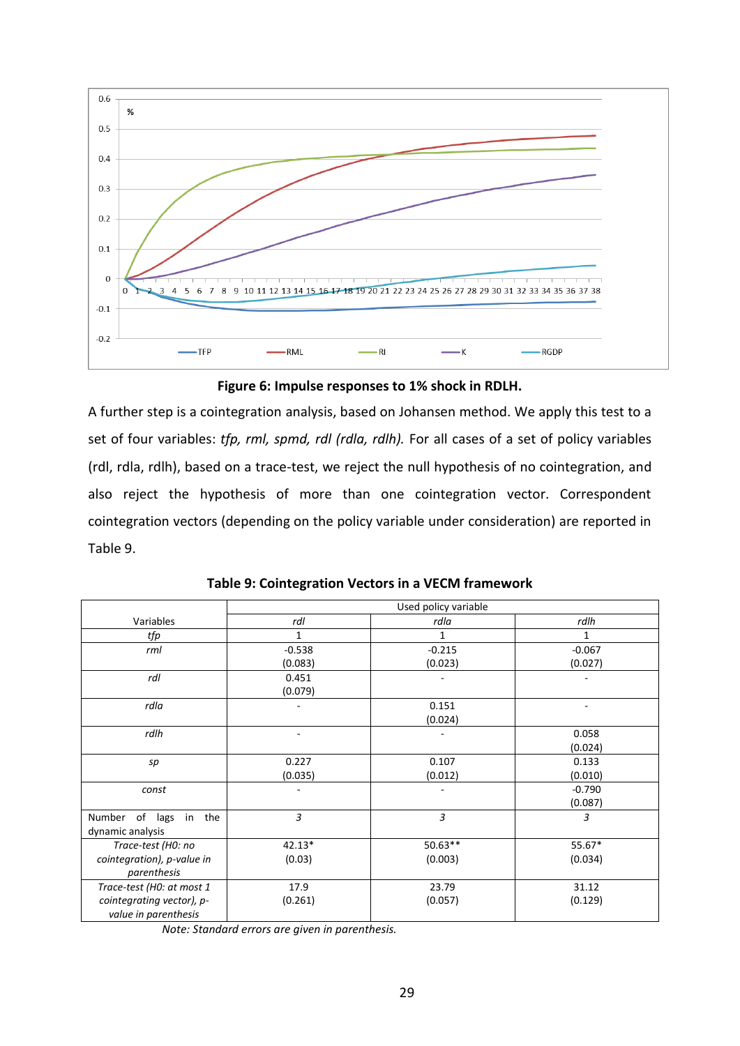**Figure 6: Impulse responses to 1% shock in RDLH.**

A further step is a cointegration analysis, based on Johansen method. We apply this test to a set of four variables: *tfp, rml, spmd, rdl (rdla, rdlh).* For all cases of a set of policy variables (rdl, rdla, rdlh), based on a trace-test, we reject the null hypothesis of no cointegration, and also reject the hypothesis of more than one cointegration vector. Correspondent cointegration vectors (depending on the policy variable under consideration) are reported in Table 9.

**Table 9: Cointegration Vectors in a VECM framework**

| Variables | Used policy variable | | |
|---|---|---|---|
| | *rdl* | *rdla* | *rdlh* |
| *tfp* | 1 | 1 | 1 |
| *rml* | -0.538<br>(0.083) | -0.215<br>(0.023) | -0.067<br>(0.027) |
| *rdl* | 0.451<br>(0.079) | - | - |
| *rdla* | - | 0.151<br>(0.024) | - |
| *rdlh* | - | - | 0.058<br>(0.024) |
| *sp* | 0.227<br>(0.035) | 0.107<br>(0.012) | 0.133<br>(0.010) |
| *const* | - | - | -0.790<br>(0.087) |
| Number of lags in the dynamic analysis | *3* | *3* | *3* |
| *Trace-test (H0: no cointegration), p-value in parenthesis* | 42.13*<br>(0.03) | 50.63**<br>(0.003) | 55.67*<br>(0.034) |
| *Trace-test (H0: at most 1 cointegrating vector), p-value in parenthesis* | 17.9<br>(0.261) | 23.79<br>(0.057) | 31.12<br>(0.129) |

*Note: Standard errors are given in parenthesis.*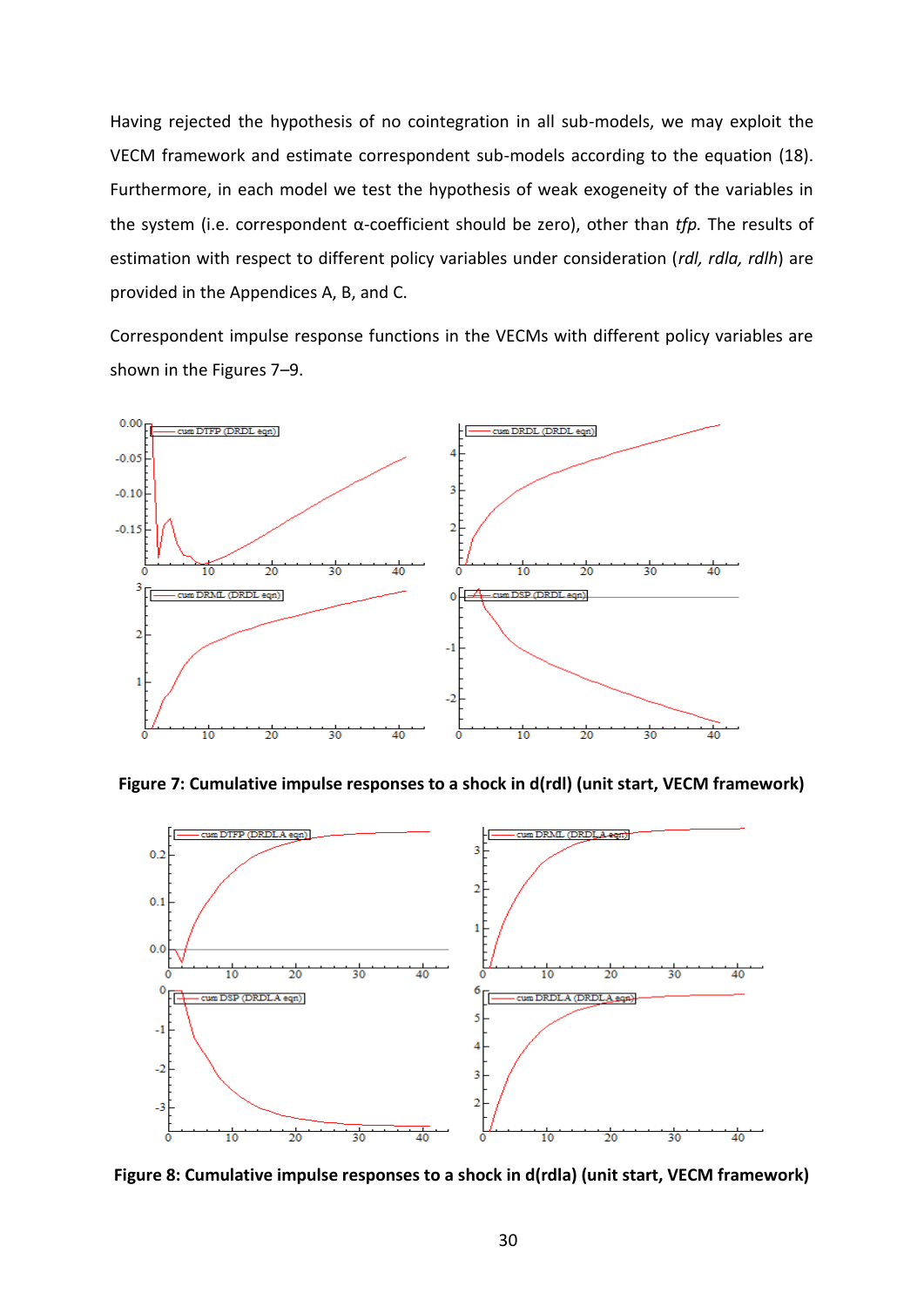Having rejected the hypothesis of no cointegration in all sub-models, we may exploit the VECM framework and estimate correspondent sub-models according to the equation (18). Furthermore, in each model we test the hypothesis of weak exogeneity of the variables in the system (i.e. correspondent α-coefficient should be zero), other than *tfp.* The results of estimation with respect to different policy variables under consideration (*rdl, rdla, rdlh*) are provided in the Appendices A, B, and C.

Correspondent impulse response functions in the VECMs with different policy variables are shown in the Figures 7–9.

**Figure 7: Cumulative impulse responses to a shock in d(rdl) (unit start, VECM framework)**

**Figure 8: Cumulative impulse responses to a shock in d(rdla) (unit start, VECM framework)**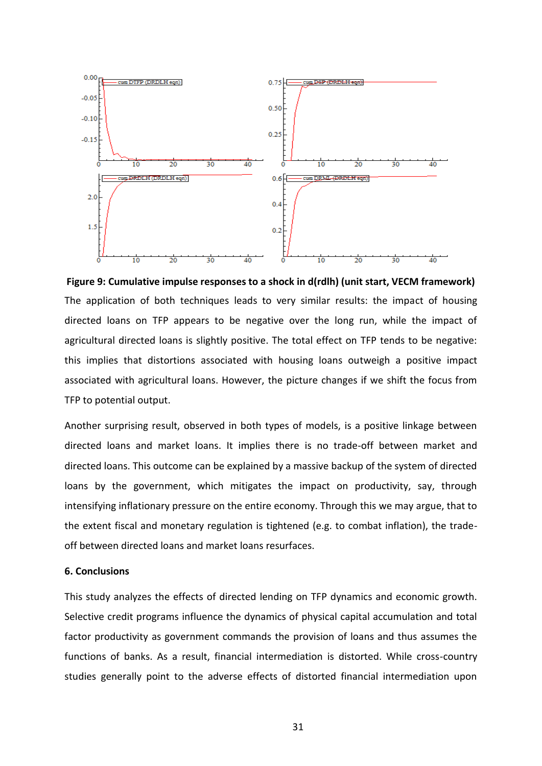**Figure 9: Cumulative impulse responses to a shock in d(rdlh) (unit start, VECM framework)**

The application of both techniques leads to very similar results: the impact of housing directed loans on TFP appears to be negative over the long run, while the impact of agricultural directed loans is slightly positive. The total effect on TFP tends to be negative: this implies that distortions associated with housing loans outweigh a positive impact associated with agricultural loans. However, the picture changes if we shift the focus from TFP to potential output.

Another surprising result, observed in both types of models, is a positive linkage between directed loans and market loans. It implies there is no trade-off between market and directed loans. This outcome can be explained by a massive backup of the system of directed loans by the government, which mitigates the impact on productivity, say, through intensifying inflationary pressure on the entire economy. Through this we may argue, that to the extent fiscal and monetary regulation is tightened (e.g. to combat inflation), the trade-off between directed loans and market loans resurfaces.

## 6. Conclusions

This study analyzes the effects of directed lending on TFP dynamics and economic growth. Selective credit programs influence the dynamics of physical capital accumulation and total factor productivity as government commands the provision of loans and thus assumes the functions of banks. As a result, financial intermediation is distorted. While cross-country studies generally point to the adverse effects of distorted financial intermediation upon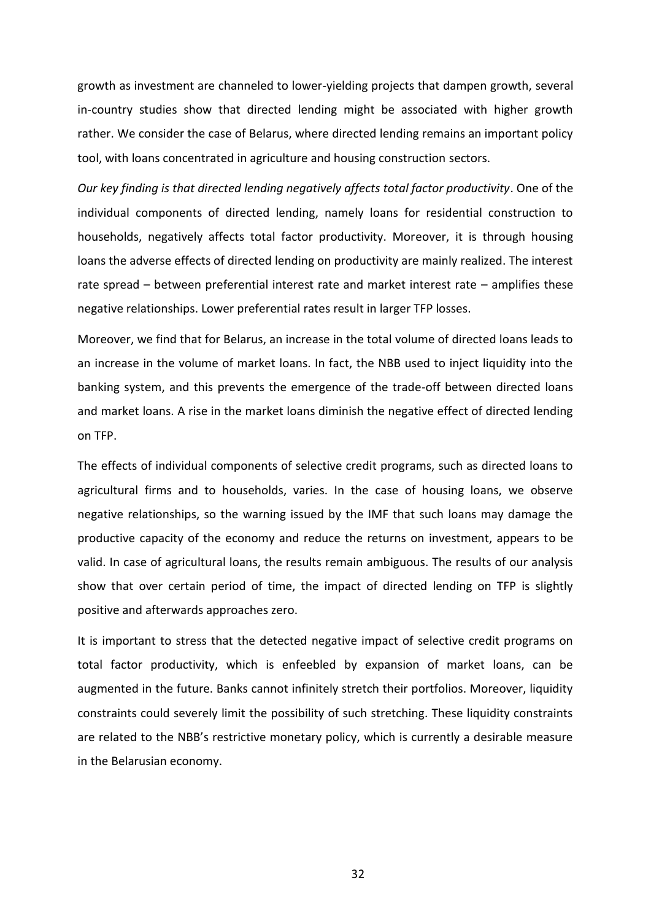growth as investment are channeled to lower-yielding projects that dampen growth, several in-country studies show that directed lending might be associated with higher growth rather. We consider the case of Belarus, where directed lending remains an important policy tool, with loans concentrated in agriculture and housing construction sectors.

*Our key finding is that directed lending negatively affects total factor productivity*. One of the individual components of directed lending, namely loans for residential construction to households, negatively affects total factor productivity. Moreover, it is through housing loans the adverse effects of directed lending on productivity are mainly realized. The interest rate spread – between preferential interest rate and market interest rate – amplifies these negative relationships. Lower preferential rates result in larger TFP losses.

Moreover, we find that for Belarus, an increase in the total volume of directed loans leads to an increase in the volume of market loans. In fact, the NBB used to inject liquidity into the banking system, and this prevents the emergence of the trade-off between directed loans and market loans. A rise in the market loans diminish the negative effect of directed lending on TFP.

The effects of individual components of selective credit programs, such as directed loans to agricultural firms and to households, varies. In the case of housing loans, we observe negative relationships, so the warning issued by the IMF that such loans may damage the productive capacity of the economy and reduce the returns on investment, appears to be valid. In case of agricultural loans, the results remain ambiguous. The results of our analysis show that over certain period of time, the impact of directed lending on TFP is slightly positive and afterwards approaches zero.

It is important to stress that the detected negative impact of selective credit programs on total factor productivity, which is enfeebled by expansion of market loans, can be augmented in the future. Banks cannot infinitely stretch their portfolios. Moreover, liquidity constraints could severely limit the possibility of such stretching. These liquidity constraints are related to the NBB's restrictive monetary policy, which is currently a desirable measure in the Belarusian economy.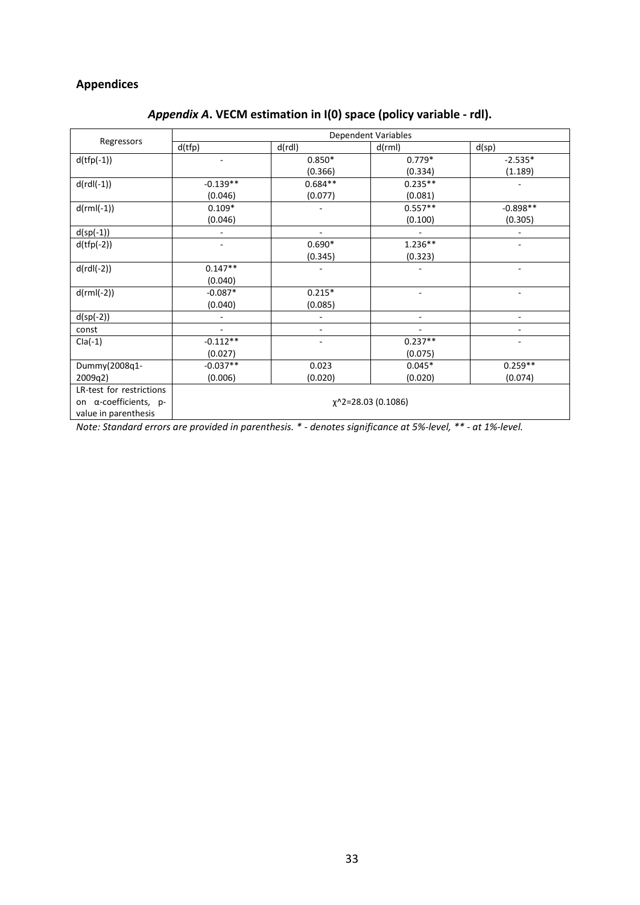## Appendices

### *Appendix A*. VECM estimation in I(0) space (policy variable - rdl).

| Regressors | Dependent Variables | | | |
|---|---|---|---|---|
| | d(tfp) | d(rdl) | d(rml) | d(sp) |
| d(tfp(-1)) | - | 0.850* (0.366) | 0.779* (0.334) | -2.535* (1.189) |
| d(rdl(-1)) | -0.139** (0.046) | 0.684** (0.077) | 0.235** (0.081) | - |
| d(rml(-1)) | 0.109* (0.046) | - | 0.557** (0.100) | -0.898** (0.305) |
| d(sp(-1)) | - | - | - | - |
| d(tfp(-2)) | - | 0.690* (0.345) | 1.236** (0.323) | - |
| d(rdl(-2)) | 0.147** (0.040) | - | - | - |
| d(rml(-2)) | -0.087* (0.040) | 0.215* (0.085) | - | - |
| d(sp(-2)) | - | - | - | - |
| const | - | - | - | - |
| CIa(-1) | -0.112** (0.027) | - | 0.237** (0.075) | - |
| Dummy(2008q1-2009q2) | -0.037** (0.006) | 0.023 (0.020) | 0.045* (0.020) | 0.259** (0.074) |
| LR-test for restrictions on α-coefficients, p-value in parenthesis | $\chi^2$=28.03 (0.1086) | | | |

*Note: Standard errors are provided in parenthesis. * - denotes significance at 5%-level, ** - at 1%-level.*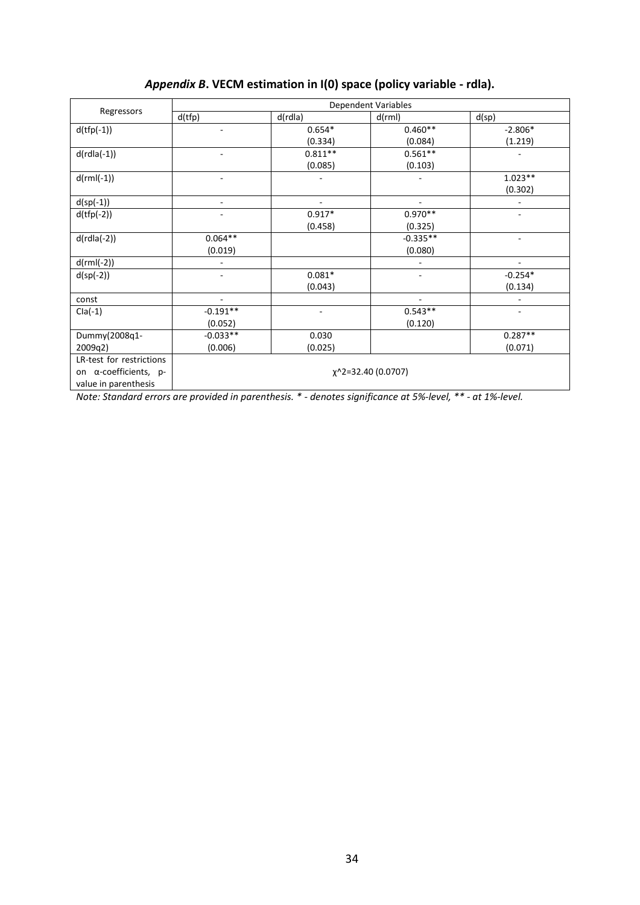### *Appendix B*. VECM estimation in I(0) space (policy variable - rdla).

| Regressors | Dependent Variables | | | |
|---|---|---|---|---|
| | d(tfp) | d(rdla) | d(rml) | d(sp) |
| d(tfp(-1)) | - | 0.654*<br>(0.334) | 0.460**<br>(0.084) | -2.806*<br>(1.219) |
| d(rdla(-1)) | - | 0.811**<br>(0.085) | 0.561**<br>(0.103) | - |
| d(rml(-1)) | - | - | - | 1.023**<br>(0.302) |
| d(sp(-1)) | - | - | - | - |
| d(tfp(-2)) | - | 0.917*<br>(0.458) | 0.970**<br>(0.325) | - |
| d(rdla(-2)) | 0.064**<br>(0.019) | | -0.335**<br>(0.080) | - |
| d(rml(-2)) | - | | - | - |
| d(sp(-2)) | - | 0.081*<br>(0.043) | - | -0.254*<br>(0.134) |
| const | - | | - | - |
| CIa(-1) | -0.191**<br>(0.052) | - | 0.543**<br>(0.120) | - |
| Dummy(2008q1-2009q2) | -0.033**<br>(0.006) | 0.030<br>(0.025) | | 0.287**<br>(0.071) |
| LR-test for restrictions on α-coefficients, p-value in parenthesis | $\chi^2$=32.40 (0.0707) | | | |

*Note: Standard errors are provided in parenthesis. * - denotes significance at 5%-level, ** - at 1%-level.*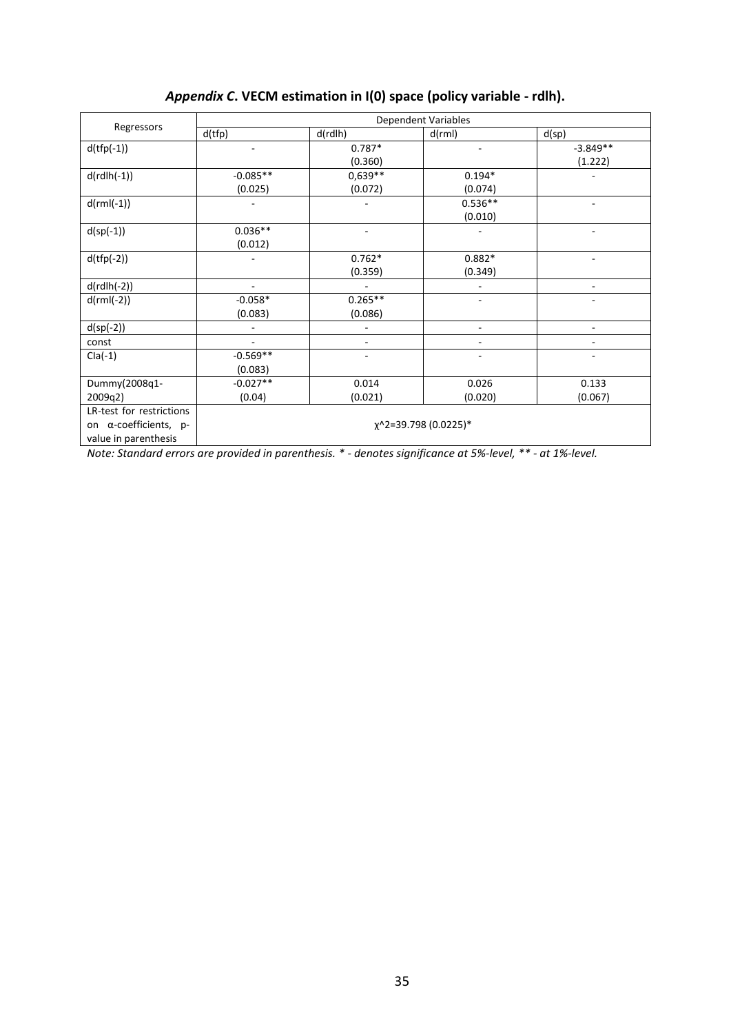## *Appendix C*. VECM estimation in I(0) space (policy variable - rdlh).

| Regressors | Dependent Variables | | | |
|---|---|---|---|---|
| | d(tfp) | d(rdlh) | d(rml) | d(sp) |
| d(tfp(-1)) | - | 0.787*<br>(0.360) | - | -3.849**<br>(1.222) |
| d(rdlh(-1)) | -0.085**<br>(0.025) | 0,639**<br>(0.072) | 0.194*<br>(0.074) | - |
| d(rml(-1)) | - | - | 0.536**<br>(0.010) | - |
| d(sp(-1)) | 0.036**<br>(0.012) | - | - | - |
| d(tfp(-2)) | - | 0.762*<br>(0.359) | 0.882*<br>(0.349) | - |
| d(rdlh(-2)) | - | - | - | - |
| d(rml(-2)) | -0.058*<br>(0.083) | 0.265**<br>(0.086) | - | - |
| d(sp(-2)) | - | - | - | - |
| const | - | - | - | - |
| CIa(-1) | -0.569**<br>(0.083) | - | - | - |
| Dummy(2008q1-2009q2) | -0.027**<br>(0.04) | 0.014<br>(0.021) | 0.026<br>(0.020) | 0.133<br>(0.067) |
| LR-test for restrictions on α-coefficients, p-value in parenthesis | $\chi^2$=39.798 (0.0225)* | | | |

*Note: Standard errors are provided in parenthesis. * - denotes significance at 5%-level, ** - at 1%-level.*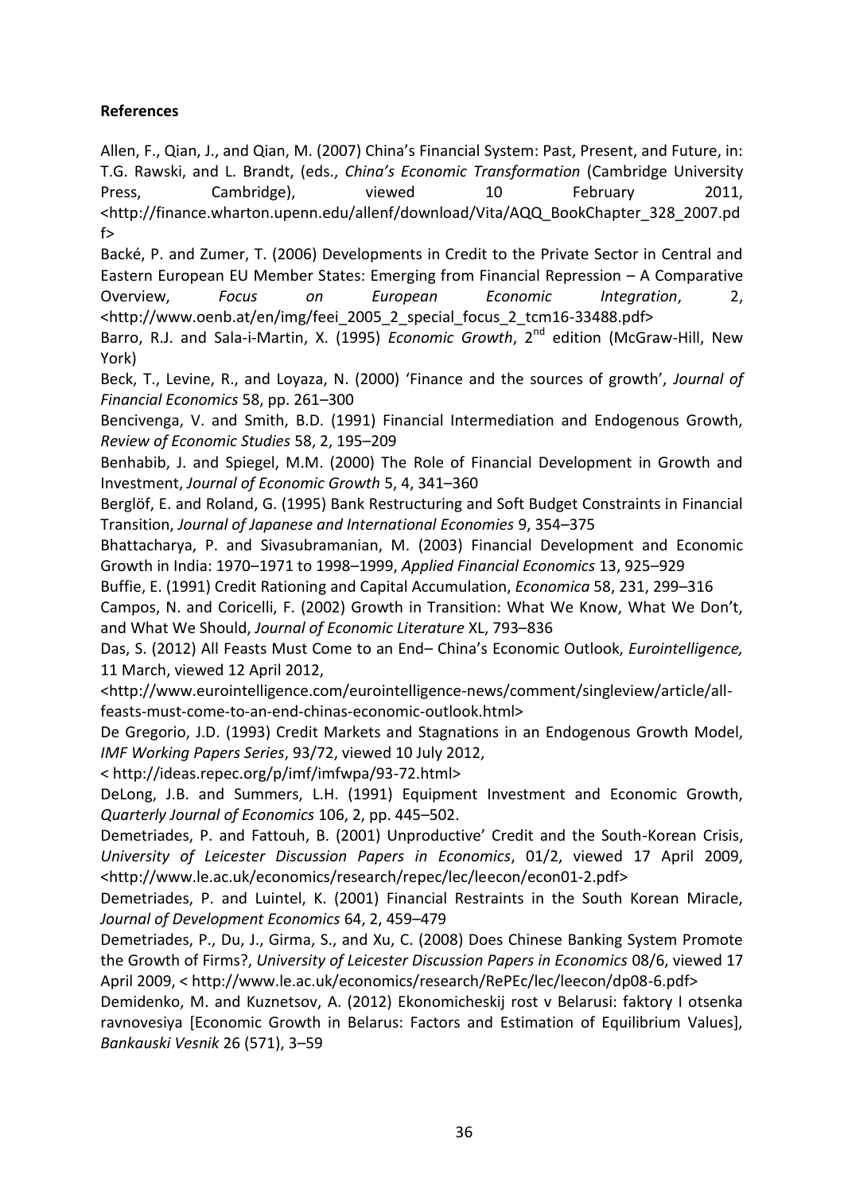**References**

Allen, F., Qian, J., and Qian, M. (2007) China's Financial System: Past, Present, and Future, in: T.G. Rawski, and L. Brandt, (eds., *China's Economic Transformation* (Cambridge University Press, Cambridge), viewed 10 February 2011, <http://finance.wharton.upenn.edu/allenf/download/Vita/AQQ_BookChapter_328_2007.pdf>

Backé, P. and Zumer, T. (2006) Developments in Credit to the Private Sector in Central and Eastern European EU Member States: Emerging from Financial Repression – A Comparative Overview, *Focus on European Economic Integration*, 2, <http://www.oenb.at/en/img/feei_2005_2_special_focus_2_tcm16-33488.pdf>

Barro, R.J. and Sala-i-Martin, X. (1995) *Economic Growth*, 2nd edition (McGraw-Hill, New York)

Beck, T., Levine, R., and Loyaza, N. (2000) 'Finance and the sources of growth', *Journal of Financial Economics* 58, pp. 261–300

Bencivenga, V. and Smith, B.D. (1991) Financial Intermediation and Endogenous Growth, *Review of Economic Studies* 58, 2, 195–209

Benhabib, J. and Spiegel, M.M. (2000) The Role of Financial Development in Growth and Investment, *Journal of Economic Growth* 5, 4, 341–360

Berglöf, E. and Roland, G. (1995) Bank Restructuring and Soft Budget Constraints in Financial Transition, *Journal of Japanese and International Economies* 9, 354–375

Bhattacharya, P. and Sivasubramanian, M. (2003) Financial Development and Economic Growth in India: 1970–1971 to 1998–1999, *Applied Financial Economics* 13, 925–929

Buffie, E. (1991) Credit Rationing and Capital Accumulation, *Economica* 58, 231, 299–316

Campos, N. and Coricelli, F. (2002) Growth in Transition: What We Know, What We Don't, and What We Should, *Journal of Economic Literature* XL, 793–836

Das, S. (2012) All Feasts Must Come to an End– China's Economic Outlook, *Eurointelligence,* 11 March, viewed 12 April 2012, <http://www.eurointelligence.com/eurointelligence-news/comment/singleview/article/all-feasts-must-come-to-an-end-chinas-economic-outlook.html>

De Gregorio, J.D. (1993) Credit Markets and Stagnations in an Endogenous Growth Model, *IMF Working Papers Series*, 93/72, viewed 10 July 2012, < http://ideas.repec.org/p/imf/imfwpa/93-72.html>

DeLong, J.B. and Summers, L.H. (1991) Equipment Investment and Economic Growth, *Quarterly Journal of Economics* 106, 2, pp. 445–502.

Demetriades, P. and Fattouh, B. (2001) Unproductive' Credit and the South-Korean Crisis, *University of Leicester Discussion Papers in Economics*, 01/2, viewed 17 April 2009, <http://www.le.ac.uk/economics/research/repec/lec/leecon/econ01-2.pdf>

Demetriades, P. and Luintel, K. (2001) Financial Restraints in the South Korean Miracle, *Journal of Development Economics* 64, 2, 459–479

Demetriades, P., Du, J., Girma, S., and Xu, C. (2008) Does Chinese Banking System Promote the Growth of Firms?, *University of Leicester Discussion Papers in Economics* 08/6, viewed 17 April 2009, < http://www.le.ac.uk/economics/research/RePEc/lec/leecon/dp08-6.pdf>

Demidenko, M. and Kuznetsov, A. (2012) Ekonomicheskij rost v Belarusi: faktory I otsenka ravnovesiya [Economic Growth in Belarus: Factors and Estimation of Equilibrium Values], *Bankauski Vesnik* 26 (571), 3–59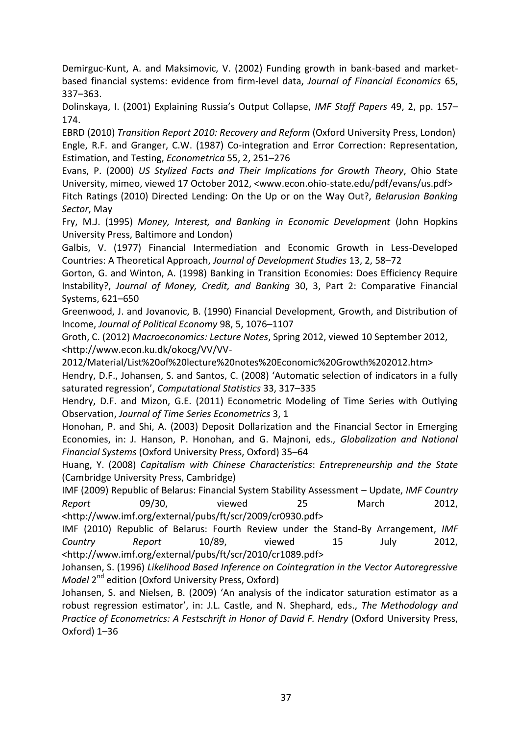Demirguc-Kunt, A. and Maksimovic, V. (2002) Funding growth in bank-based and market-based financial systems: evidence from firm-level data, *Journal of Financial Economics* 65, 337–363.

Dolinskaya, I. (2001) Explaining Russia's Output Collapse, *IMF Staff Papers* 49, 2, pp. 157–174.

EBRD (2010) *Transition Report 2010: Recovery and Reform* (Oxford University Press, London)

Engle, R.F. and Granger, C.W. (1987) Co-integration and Error Correction: Representation, Estimation, and Testing, *Econometrica* 55, 2, 251–276

Evans, P. (2000) *US Stylized Facts and Their Implications for Growth Theory*, Ohio State University, mimeo, viewed 17 October 2012, <www.econ.ohio-state.edu/pdf/evans/us.pdf>

Fitch Ratings (2010) Directed Lending: On the Up or on the Way Out?, *Belarusian Banking Sector*, May

Fry, M.J. (1995) *Money, Interest, and Banking in Economic Development* (John Hopkins University Press, Baltimore and London)

Galbis, V. (1977) Financial Intermediation and Economic Growth in Less-Developed Countries: A Theoretical Approach, *Journal of Development Studies* 13, 2, 58–72

Gorton, G. and Winton, A. (1998) Banking in Transition Economies: Does Efficiency Require Instability?, *Journal of Money, Credit, and Banking* 30, 3, Part 2: Comparative Financial Systems, 621–650

Greenwood, J. and Jovanovic, B. (1990) Financial Development, Growth, and Distribution of Income, *Journal of Political Economy* 98, 5, 1076–1107

Groth, C. (2012) *Macroeconomics: Lecture Notes*, Spring 2012, viewed 10 September 2012, <http://www.econ.ku.dk/okocg/VV/VV-2012/Material/List%20of%20lecture%20notes%20Economic%20Growth%202012.htm>

Hendry, D.F., Johansen, S. and Santos, C. (2008) 'Automatic selection of indicators in a fully saturated regression', *Computational Statistics* 33, 317–335

Hendry, D.F. and Mizon, G.E. (2011) Econometric Modeling of Time Series with Outlying Observation, *Journal of Time Series Econometrics* 3, 1

Honohan, P. and Shi, A. (2003) Deposit Dollarization and the Financial Sector in Emerging Economies, in: J. Hanson, P. Honohan, and G. Majnoni, eds., *Globalization and National Financial Systems* (Oxford University Press, Oxford) 35–64

Huang, Y. (2008) *Capitalism with Chinese Characteristics*: *Entrepreneurship and the State* (Cambridge University Press, Cambridge)

IMF (2009) Republic of Belarus: Financial System Stability Assessment – Update, *IMF Country Report* 09/30, viewed 25 March 2012, <http://www.imf.org/external/pubs/ft/scr/2009/cr0930.pdf>

IMF (2010) Republic of Belarus: Fourth Review under the Stand-By Arrangement, *IMF Country Report* 10/89, viewed 15 July 2012, <http://www.imf.org/external/pubs/ft/scr/2010/cr1089.pdf>

Johansen, S. (1996) *Likelihood Based Inference on Cointegration in the Vector Autoregressive Model* 2nd edition (Oxford University Press, Oxford)

Johansen, S. and Nielsen, B. (2009) 'An analysis of the indicator saturation estimator as a robust regression estimator', in: J.L. Castle, and N. Shephard, eds., *The Methodology and Practice of Econometrics: A Festschrift in Honor of David F. Hendry* (Oxford University Press, Oxford) 1–36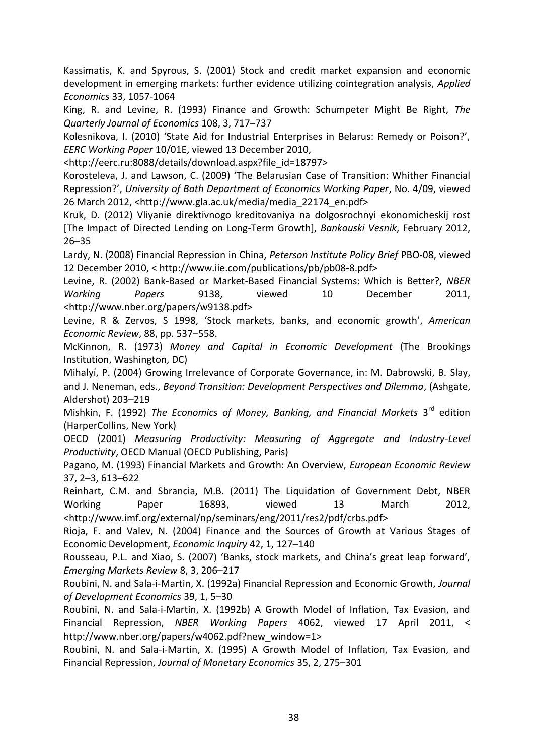Kassimatis, K. and Spyrous, S. (2001) Stock and credit market expansion and economic development in emerging markets: further evidence utilizing cointegration analysis, *Applied Economics* 33, 1057-1064

King, R. and Levine, R. (1993) Finance and Growth: Schumpeter Might Be Right, *The Quarterly Journal of Economics* 108, 3, 717–737

Kolesnikova, I. (2010) 'State Aid for Industrial Enterprises in Belarus: Remedy or Poison?', *EERC Working Paper* 10/01E, viewed 13 December 2010, <http://eerc.ru:8088/details/download.aspx?file_id=18797>

Korosteleva, J. and Lawson, C. (2009) 'The Belarusian Case of Transition: Whither Financial Repression?', *University of Bath Department of Economics Working Paper*, No. 4/09, viewed 26 March 2012, <http://www.gla.ac.uk/media/media_22174_en.pdf>

Kruk, D. (2012) Vliyanie direktivnogo kreditovaniya na dolgosrochnyi ekonomicheskij rost [The Impact of Directed Lending on Long-Term Growth], *Bankauski Vesnik*, February 2012, 26–35

Lardy, N. (2008) Financial Repression in China, *Peterson Institute Policy Brief* PBO-08, viewed 12 December 2010, < http://www.iie.com/publications/pb/pb08-8.pdf>

Levine, R. (2002) Bank-Based or Market-Based Financial Systems: Which is Better?, *NBER Working Papers* 9138, viewed 10 December 2011, <http://www.nber.org/papers/w9138.pdf>

Levine, R & Zervos, S 1998, 'Stock markets, banks, and economic growth', *American Economic Review*, 88, pp. 537–558.

McKinnon, R. (1973) *Money and Capital in Economic Development* (The Brookings Institution, Washington, DC)

Mihalyí, P. (2004) Growing Irrelevance of Corporate Governance, in: M. Dabrowski, B. Slay, and J. Neneman, eds., *Beyond Transition: Development Perspectives and Dilemma*, (Ashgate, Aldershot) 203–219

Mishkin, F. (1992) *The Economics of Money, Banking, and Financial Markets* 3rd edition (HarperCollins, New York)

OECD (2001) *Measuring Productivity: Measuring of Aggregate and Industry-Level Productivity*, OECD Manual (OECD Publishing, Paris)

Pagano, M. (1993) Financial Markets and Growth: An Overview, *European Economic Review* 37, 2–3, 613–622

Reinhart, C.M. and Sbrancia, M.B. (2011) The Liquidation of Government Debt, NBER Working Paper 16893, viewed 13 March 2012, <http://www.imf.org/external/np/seminars/eng/2011/res2/pdf/crbs.pdf>

Rioja, F. and Valev, N. (2004) Finance and the Sources of Growth at Various Stages of Economic Development, *Economic Inquiry* 42, 1, 127–140

Rousseau, P.L. and Xiao, S. (2007) 'Banks, stock markets, and China's great leap forward', *Emerging Markets Review* 8, 3, 206–217

Roubini, N. and Sala-i-Martin, X. (1992a) Financial Repression and Economic Growth, *Journal of Development Economics* 39, 1, 5–30

Roubini, N. and Sala-i-Martin, X. (1992b) A Growth Model of Inflation, Tax Evasion, and Financial Repression, *NBER Working Papers* 4062, viewed 17 April 2011, < http://www.nber.org/papers/w4062.pdf?new_window=1>

Roubini, N. and Sala-i-Martin, X. (1995) A Growth Model of Inflation, Tax Evasion, and Financial Repression, *Journal of Monetary Economics* 35, 2, 275–301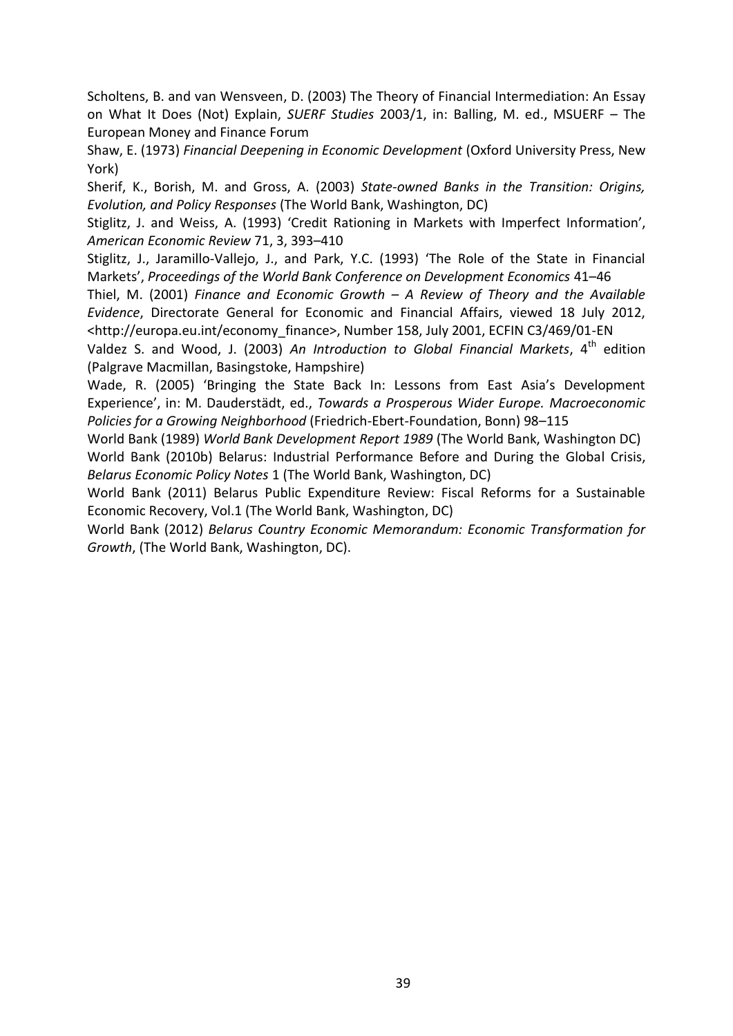Scholtens, B. and van Wensveen, D. (2003) The Theory of Financial Intermediation: An Essay on What It Does (Not) Explain, *SUERF Studies* 2003/1, in: Balling, M. ed., MSUERF – The European Money and Finance Forum

Shaw, E. (1973) *Financial Deepening in Economic Development* (Oxford University Press, New York)

Sherif, K., Borish, M. and Gross, A. (2003) *State-owned Banks in the Transition: Origins, Evolution, and Policy Responses* (The World Bank, Washington, DC)

Stiglitz, J. and Weiss, A. (1993) 'Credit Rationing in Markets with Imperfect Information', *American Economic Review* 71, 3, 393–410

Stiglitz, J., Jaramillo-Vallejo, J., and Park, Y.C. (1993) 'The Role of the State in Financial Markets', *Proceedings of the World Bank Conference on Development Economics* 41–46

Thiel, M. (2001) *Finance and Economic Growth – A Review of Theory and the Available Evidence*, Directorate General for Economic and Financial Affairs, viewed 18 July 2012, <http://europa.eu.int/economy_finance>, Number 158, July 2001, ECFIN C3/469/01-EN

Valdez S. and Wood, J. (2003) *An Introduction to Global Financial Markets*, 4th edition (Palgrave Macmillan, Basingstoke, Hampshire)

Wade, R. (2005) 'Bringing the State Back In: Lessons from East Asia's Development Experience', in: M. Dauderstädt, ed., *Towards a Prosperous Wider Europe. Macroeconomic Policies for a Growing Neighborhood* (Friedrich-Ebert-Foundation, Bonn) 98–115

World Bank (1989) *World Bank Development Report 1989* (The World Bank, Washington DC)

World Bank (2010b) Belarus: Industrial Performance Before and During the Global Crisis, *Belarus Economic Policy Notes* 1 (The World Bank, Washington, DC)

World Bank (2011) Belarus Public Expenditure Review: Fiscal Reforms for a Sustainable Economic Recovery, Vol.1 (The World Bank, Washington, DC)

World Bank (2012) *Belarus Country Economic Memorandum: Economic Transformation for Growth*, (The World Bank, Washington, DC).